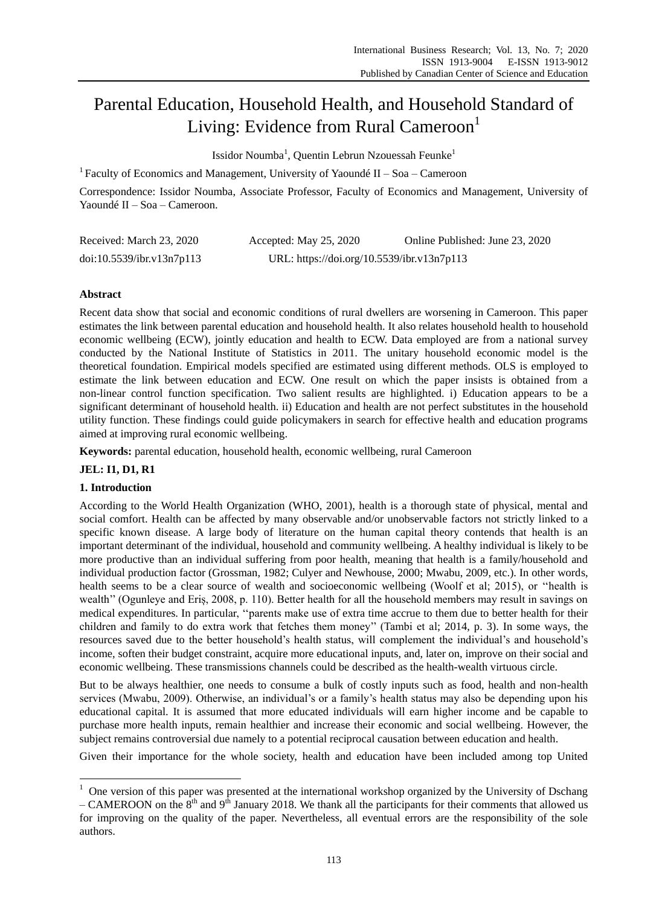# Parental Education, Household Health, and Household Standard of Living: Evidence from Rural Cameroon[1]

Issidor Noumba[1], Quentin Lebrun Nzouessah Feunke[1]

[1] Faculty of Economics and Management, University of Yaoundé II – Soa – Cameroon

Correspondence: Issidor Noumba, Associate Professor, Faculty of Economics and Management, University of Yaoundé II – Soa – Cameroon.

Received: March 23, 2020 Accepted: May 25, 2020 Online Published: June 23, 2020

doi:10.5539/ibr.v13n7p113 URL: https://doi.org/10.5539/ibr.v13n7p113

## Abstract

Recent data show that social and economic conditions of rural dwellers are worsening in Cameroon. This paper estimates the link between parental education and household health. It also relates household health to household economic wellbeing (ECW), jointly education and health to ECW. Data employed are from a national survey conducted by the National Institute of Statistics in 2011. The unitary household economic model is the theoretical foundation. Empirical models specified are estimated using different methods. OLS is employed to estimate the link between education and ECW. One result on which the paper insists is obtained from a non-linear control function specification. Two salient results are highlighted. i) Education appears to be a significant determinant of household health. ii) Education and health are not perfect substitutes in the household utility function. These findings could guide policymakers in search for effective health and education programs aimed at improving rural economic wellbeing.

**Keywords:** parental education, household health, economic wellbeing, rural Cameroon

**JEL: I1, D1, R1**

## 1. Introduction

According to the World Health Organization (WHO, 2001), health is a thorough state of physical, mental and social comfort. Health can be affected by many observable and/or unobservable factors not strictly linked to a specific known disease. A large body of literature on the human capital theory contends that health is an important determinant of the individual, household and community wellbeing. A healthy individual is likely to be more productive than an individual suffering from poor health, meaning that health is a family/household and individual production factor (Grossman, 1982; Culyer and Newhouse, 2000; Mwabu, 2009, etc.). In other words, health seems to be a clear source of wealth and socioeconomic wellbeing (Woolf et al; 2015), or ''health is wealth'' (Ogunleye and Eriş, 2008, p. 110). Better health for all the household members may result in savings on medical expenditures. In particular, ''parents make use of extra time accrue to them due to better health for their children and family to do extra work that fetches them money'' (Tambi et al; 2014, p. 3). In some ways, the resources saved due to the better household's health status, will complement the individual's and household's income, soften their budget constraint, acquire more educational inputs, and, later on, improve on their social and economic wellbeing. These transmissions channels could be described as the health-wealth virtuous circle.

But to be always healthier, one needs to consume a bulk of costly inputs such as food, health and non-health services (Mwabu, 2009). Otherwise, an individual's or a family's health status may also be depending upon his educational capital. It is assumed that more educated individuals will earn higher income and be capable to purchase more health inputs, remain healthier and increase their economic and social wellbeing. However, the subject remains controversial due namely to a potential reciprocal causation between education and health.

Given their importance for the whole society, health and education have been included among top United

---

[1] One version of this paper was presented at the international workshop organized by the University of Dschang – CAMEROON on the 8th and 9th January 2018. We thank all the participants for their comments that allowed us for improving on the quality of the paper. Nevertheless, all eventual errors are the responsibility of the sole authors.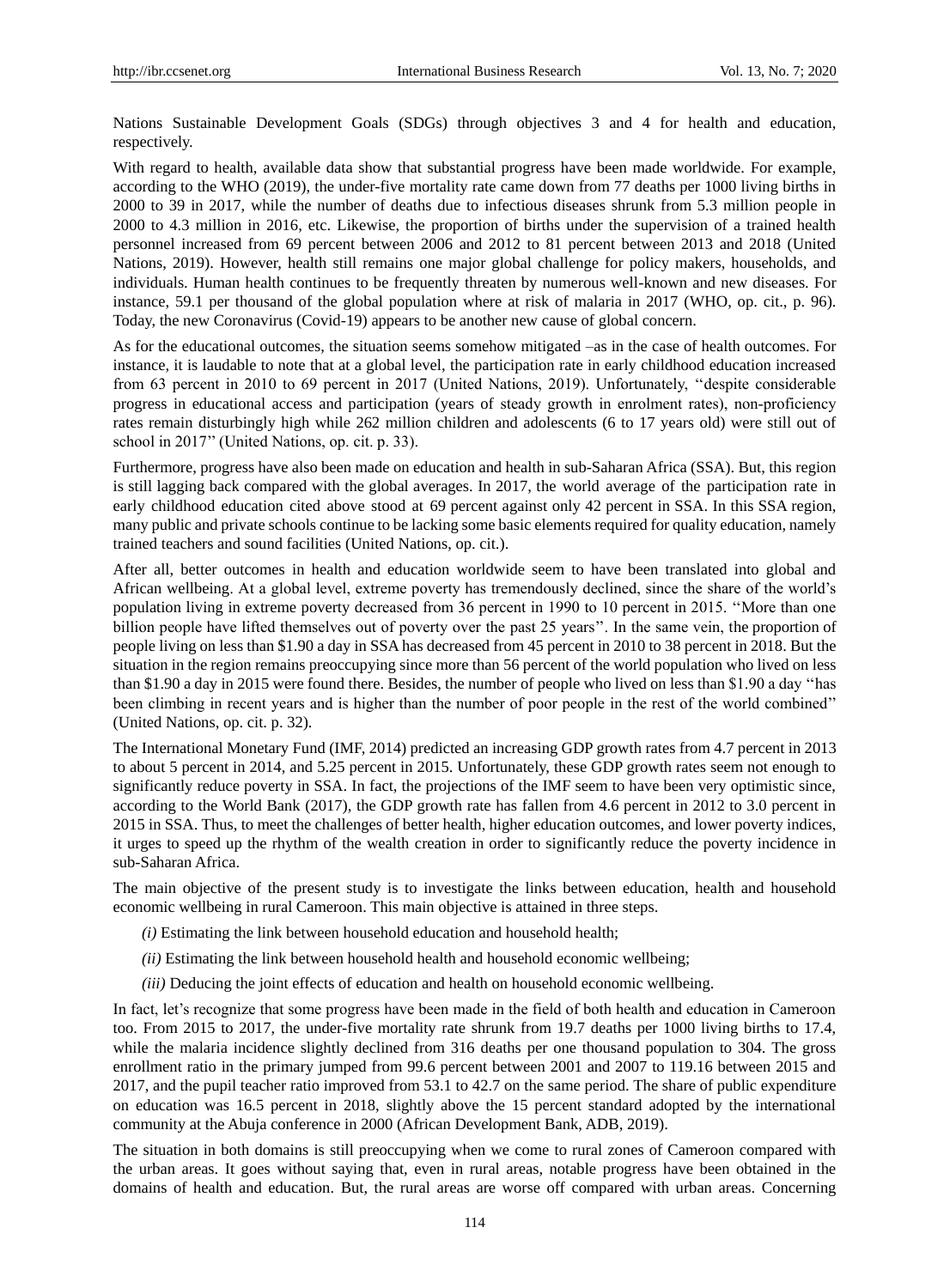Nations Sustainable Development Goals (SDGs) through objectives 3 and 4 for health and education, respectively.

With regard to health, available data show that substantial progress have been made worldwide. For example, according to the WHO (2019), the under-five mortality rate came down from 77 deaths per 1000 living births in 2000 to 39 in 2017, while the number of deaths due to infectious diseases shrunk from 5.3 million people in 2000 to 4.3 million in 2016, etc. Likewise, the proportion of births under the supervision of a trained health personnel increased from 69 percent between 2006 and 2012 to 81 percent between 2013 and 2018 (United Nations, 2019). However, health still remains one major global challenge for policy makers, households, and individuals. Human health continues to be frequently threaten by numerous well-known and new diseases. For instance, 59.1 per thousand of the global population where at risk of malaria in 2017 (WHO, op. cit., p. 96). Today, the new Coronavirus (Covid-19) appears to be another new cause of global concern.

As for the educational outcomes, the situation seems somehow mitigated –as in the case of health outcomes. For instance, it is laudable to note that at a global level, the participation rate in early childhood education increased from 63 percent in 2010 to 69 percent in 2017 (United Nations, 2019). Unfortunately, ''despite considerable progress in educational access and participation (years of steady growth in enrolment rates), non-proficiency rates remain disturbingly high while 262 million children and adolescents (6 to 17 years old) were still out of school in 2017'' (United Nations, op. cit. p. 33).

Furthermore, progress have also been made on education and health in sub-Saharan Africa (SSA). But, this region is still lagging back compared with the global averages. In 2017, the world average of the participation rate in early childhood education cited above stood at 69 percent against only 42 percent in SSA. In this SSA region, many public and private schools continue to be lacking some basic elements required for quality education, namely trained teachers and sound facilities (United Nations, op. cit.).

After all, better outcomes in health and education worldwide seem to have been translated into global and African wellbeing. At a global level, extreme poverty has tremendously declined, since the share of the world's population living in extreme poverty decreased from 36 percent in 1990 to 10 percent in 2015. ''More than one billion people have lifted themselves out of poverty over the past 25 years''. In the same vein, the proportion of people living on less than \$1.90 a day in SSA has decreased from 45 percent in 2010 to 38 percent in 2018. But the situation in the region remains preoccupying since more than 56 percent of the world population who lived on less than \$1.90 a day in 2015 were found there. Besides, the number of people who lived on less than \$1.90 a day ''has been climbing in recent years and is higher than the number of poor people in the rest of the world combined'' (United Nations, op. cit. p. 32).

The International Monetary Fund (IMF, 2014) predicted an increasing GDP growth rates from 4.7 percent in 2013 to about 5 percent in 2014, and 5.25 percent in 2015. Unfortunately, these GDP growth rates seem not enough to significantly reduce poverty in SSA. In fact, the projections of the IMF seem to have been very optimistic since, according to the World Bank (2017), the GDP growth rate has fallen from 4.6 percent in 2012 to 3.0 percent in 2015 in SSA. Thus, to meet the challenges of better health, higher education outcomes, and lower poverty indices, it urges to speed up the rhythm of the wealth creation in order to significantly reduce the poverty incidence in sub-Saharan Africa.

The main objective of the present study is to investigate the links between education, health and household economic wellbeing in rural Cameroon. This main objective is attained in three steps.

*(i)* Estimating the link between household education and household health;

*(ii)* Estimating the link between household health and household economic wellbeing;

*(iii)* Deducing the joint effects of education and health on household economic wellbeing.

In fact, let's recognize that some progress have been made in the field of both health and education in Cameroon too. From 2015 to 2017, the under-five mortality rate shrunk from 19.7 deaths per 1000 living births to 17.4, while the malaria incidence slightly declined from 316 deaths per one thousand population to 304. The gross enrollment ratio in the primary jumped from 99.6 percent between 2001 and 2007 to 119.16 between 2015 and 2017, and the pupil teacher ratio improved from 53.1 to 42.7 on the same period. The share of public expenditure on education was 16.5 percent in 2018, slightly above the 15 percent standard adopted by the international community at the Abuja conference in 2000 (African Development Bank, ADB, 2019).

The situation in both domains is still preoccupying when we come to rural zones of Cameroon compared with the urban areas. It goes without saying that, even in rural areas, notable progress have been obtained in the domains of health and education. But, the rural areas are worse off compared with urban areas. Concerning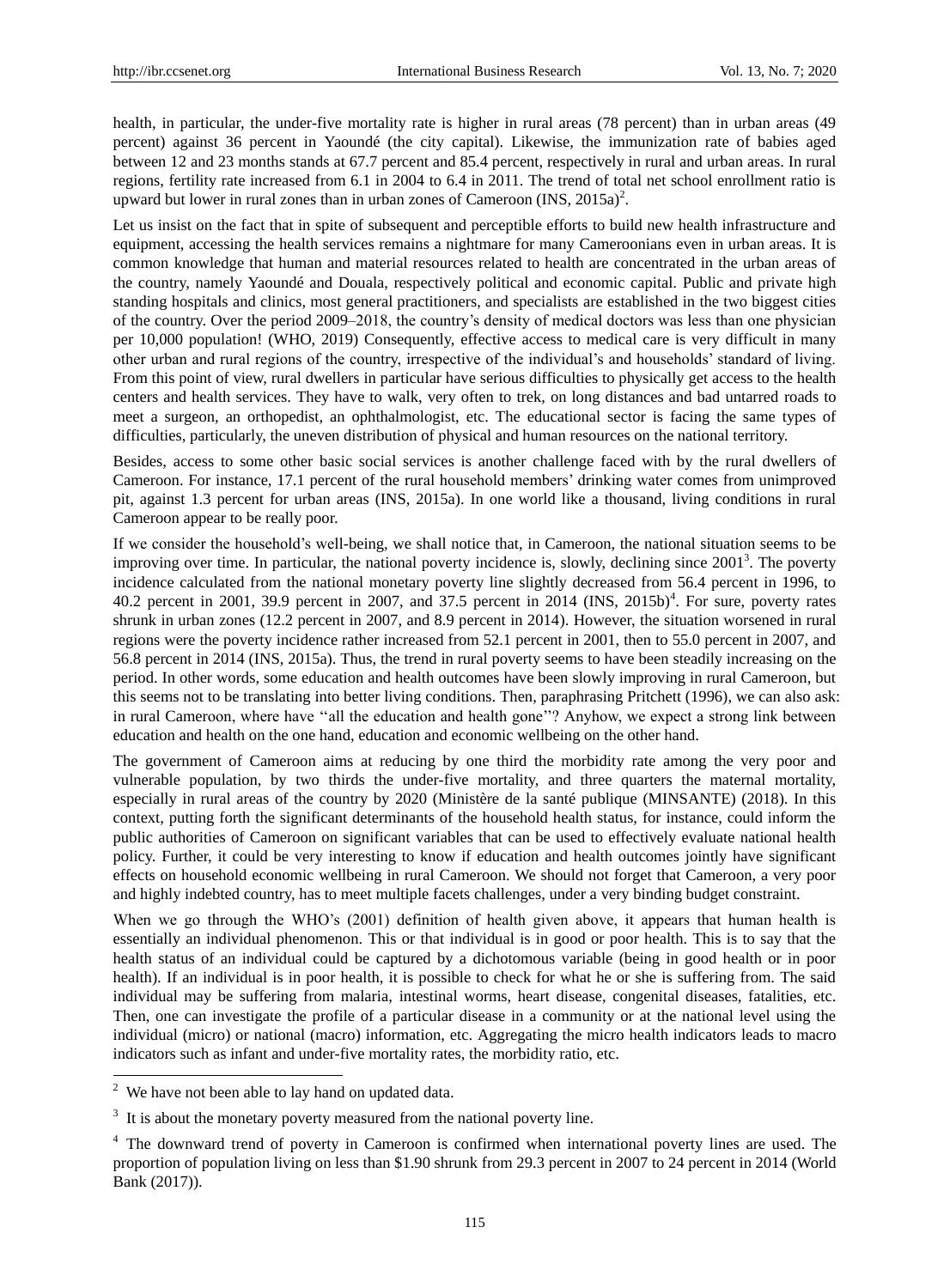health, in particular, the under-five mortality rate is higher in rural areas (78 percent) than in urban areas (49 percent) against 36 percent in Yaoundé (the city capital). Likewise, the immunization rate of babies aged between 12 and 23 months stands at 67.7 percent and 85.4 percent, respectively in rural and urban areas. In rural regions, fertility rate increased from 6.1 in 2004 to 6.4 in 2011. The trend of total net school enrollment ratio is upward but lower in rural zones than in urban zones of Cameroon (INS, 2015a)[2].

Let us insist on the fact that in spite of subsequent and perceptible efforts to build new health infrastructure and equipment, accessing the health services remains a nightmare for many Cameroonians even in urban areas. It is common knowledge that human and material resources related to health are concentrated in the urban areas of the country, namely Yaoundé and Douala, respectively political and economic capital. Public and private high standing hospitals and clinics, most general practitioners, and specialists are established in the two biggest cities of the country. Over the period 2009–2018, the country's density of medical doctors was less than one physician per 10,000 population! (WHO, 2019) Consequently, effective access to medical care is very difficult in many other urban and rural regions of the country, irrespective of the individual's and households' standard of living. From this point of view, rural dwellers in particular have serious difficulties to physically get access to the health centers and health services. They have to walk, very often to trek, on long distances and bad untarred roads to meet a surgeon, an orthopedist, an ophthalmologist, etc. The educational sector is facing the same types of difficulties, particularly, the uneven distribution of physical and human resources on the national territory.

Besides, access to some other basic social services is another challenge faced with by the rural dwellers of Cameroon. For instance, 17.1 percent of the rural household members' drinking water comes from unimproved pit, against 1.3 percent for urban areas (INS, 2015a). In one world like a thousand, living conditions in rural Cameroon appear to be really poor.

If we consider the household's well-being, we shall notice that, in Cameroon, the national situation seems to be improving over time. In particular, the national poverty incidence is, slowly, declining since 2001[3]. The poverty incidence calculated from the national monetary poverty line slightly decreased from 56.4 percent in 1996, to 40.2 percent in 2001, 39.9 percent in 2007, and 37.5 percent in 2014 (INS, 2015b)[4]. For sure, poverty rates shrunk in urban zones (12.2 percent in 2007, and 8.9 percent in 2014). However, the situation worsened in rural regions were the poverty incidence rather increased from 52.1 percent in 2001, then to 55.0 percent in 2007, and 56.8 percent in 2014 (INS, 2015a). Thus, the trend in rural poverty seems to have been steadily increasing on the period. In other words, some education and health outcomes have been slowly improving in rural Cameroon, but this seems not to be translating into better living conditions. Then, paraphrasing Pritchett (1996), we can also ask: in rural Cameroon, where have "all the education and health gone"? Anyhow, we expect a strong link between education and health on the one hand, education and economic wellbeing on the other hand.

The government of Cameroon aims at reducing by one third the morbidity rate among the very poor and vulnerable population, by two thirds the under-five mortality, and three quarters the maternal mortality, especially in rural areas of the country by 2020 (Ministère de la santé publique (MINSANTE) (2018). In this context, putting forth the significant determinants of the household health status, for instance, could inform the public authorities of Cameroon on significant variables that can be used to effectively evaluate national health policy. Further, it could be very interesting to know if education and health outcomes jointly have significant effects on household economic wellbeing in rural Cameroon. We should not forget that Cameroon, a very poor and highly indebted country, has to meet multiple facets challenges, under a very binding budget constraint.

When we go through the WHO's (2001) definition of health given above, it appears that human health is essentially an individual phenomenon. This or that individual is in good or poor health. This is to say that the health status of an individual could be captured by a dichotomous variable (being in good health or in poor health). If an individual is in poor health, it is possible to check for what he or she is suffering from. The said individual may be suffering from malaria, intestinal worms, heart disease, congenital diseases, fatalities, etc. Then, one can investigate the profile of a particular disease in a community or at the national level using the individual (micro) or national (macro) information, etc. Aggregating the micro health indicators leads to macro indicators such as infant and under-five mortality rates, the morbidity ratio, etc.

---

[2] We have not been able to lay hand on updated data.

[3] It is about the monetary poverty measured from the national poverty line.

[4] The downward trend of poverty in Cameroon is confirmed when international poverty lines are used. The proportion of population living on less than $1.90 shrunk from 29.3 percent in 2007 to 24 percent in 2014 (World Bank (2017)).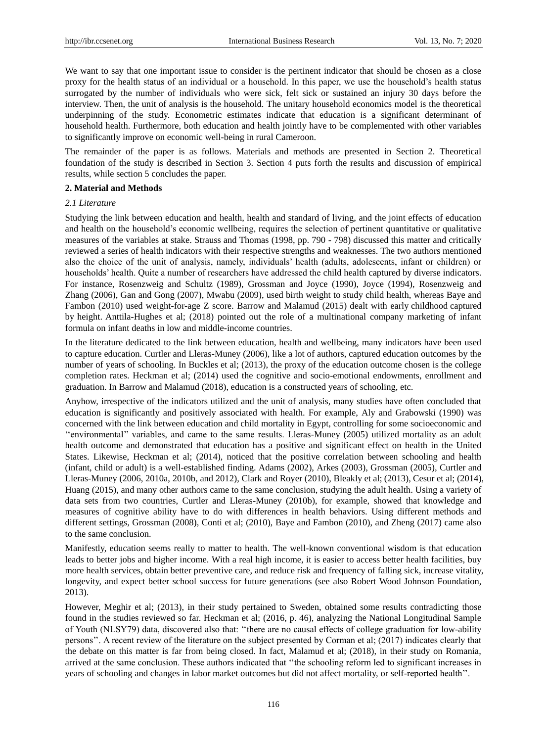We want to say that one important issue to consider is the pertinent indicator that should be chosen as a close proxy for the health status of an individual or a household. In this paper, we use the household's health status surrogated by the number of individuals who were sick, felt sick or sustained an injury 30 days before the interview. Then, the unit of analysis is the household. The unitary household economics model is the theoretical underpinning of the study. Econometric estimates indicate that education is a significant determinant of household health. Furthermore, both education and health jointly have to be complemented with other variables to significantly improve on economic well-being in rural Cameroon.

The remainder of the paper is as follows. Materials and methods are presented in Section 2. Theoretical foundation of the study is described in Section 3. Section 4 puts forth the results and discussion of empirical results, while section 5 concludes the paper.

## 2. Material and Methods

### *2.1 Literature*

Studying the link between education and health, health and standard of living, and the joint effects of education and health on the household's economic wellbeing, requires the selection of pertinent quantitative or qualitative measures of the variables at stake. Strauss and Thomas (1998, pp. 790 - 798) discussed this matter and critically reviewed a series of health indicators with their respective strengths and weaknesses. The two authors mentioned also the choice of the unit of analysis, namely, individuals' health (adults, adolescents, infant or children) or households' health. Quite a number of researchers have addressed the child health captured by diverse indicators. For instance, Rosenzweig and Schultz (1989), Grossman and Joyce (1990), Joyce (1994), Rosenzweig and Zhang (2006), Gan and Gong (2007), Mwabu (2009), used birth weight to study child health, whereas Baye and Fambon (2010) used weight-for-age Z score. Barrow and Malamud (2015) dealt with early childhood captured by height. Anttila-Hughes et al; (2018) pointed out the role of a multinational company marketing of infant formula on infant deaths in low and middle-income countries.

In the literature dedicated to the link between education, health and wellbeing, many indicators have been used to capture education. Curtler and Lleras-Muney (2006), like a lot of authors, captured education outcomes by the number of years of schooling. In Buckles et al; (2013), the proxy of the education outcome chosen is the college completion rates. Heckman et al; (2014) used the cognitive and socio-emotional endowments, enrollment and graduation. In Barrow and Malamud (2018), education is a constructed years of schooling, etc.

Anyhow, irrespective of the indicators utilized and the unit of analysis, many studies have often concluded that education is significantly and positively associated with health. For example, Aly and Grabowski (1990) was concerned with the link between education and child mortality in Egypt, controlling for some socioeconomic and ''environmental'' variables, and came to the same results. Lleras-Muney (2005) utilized mortality as an adult health outcome and demonstrated that education has a positive and significant effect on health in the United States. Likewise, Heckman et al; (2014), noticed that the positive correlation between schooling and health (infant, child or adult) is a well-established finding. Adams (2002), Arkes (2003), Grossman (2005), Curtler and Lleras-Muney (2006, 2010a, 2010b, and 2012), Clark and Royer (2010), Bleakly et al; (2013), Cesur et al; (2014), Huang (2015), and many other authors came to the same conclusion, studying the adult health. Using a variety of data sets from two countries, Curtler and Lleras-Muney (2010b), for example, showed that knowledge and measures of cognitive ability have to do with differences in health behaviors. Using different methods and different settings, Grossman (2008), Conti et al; (2010), Baye and Fambon (2010), and Zheng (2017) came also to the same conclusion.

Manifestly, education seems really to matter to health. The well-known conventional wisdom is that education leads to better jobs and higher income. With a real high income, it is easier to access better health facilities, buy more health services, obtain better preventive care, and reduce risk and frequency of falling sick, increase vitality, longevity, and expect better school success for future generations (see also Robert Wood Johnson Foundation, 2013).

However, Meghir et al; (2013), in their study pertained to Sweden, obtained some results contradicting those found in the studies reviewed so far. Heckman et al; (2016, p. 46), analyzing the National Longitudinal Sample of Youth (NLSY79) data, discovered also that: ''there are no causal effects of college graduation for low-ability persons''. A recent review of the literature on the subject presented by Corman et al; (2017) indicates clearly that the debate on this matter is far from being closed. In fact, Malamud et al; (2018), in their study on Romania, arrived at the same conclusion. These authors indicated that ''the schooling reform led to significant increases in years of schooling and changes in labor market outcomes but did not affect mortality, or self-reported health''.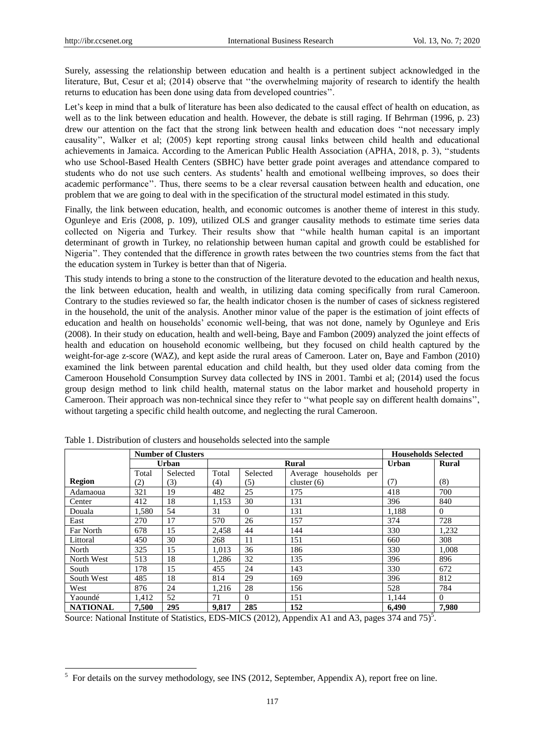Surely, assessing the relationship between education and health is a pertinent subject acknowledged in the literature, But, Cesur et al; (2014) observe that ''the overwhelming majority of research to identify the health returns to education has been done using data from developed countries''.

Let's keep in mind that a bulk of literature has been also dedicated to the causal effect of health on education, as well as to the link between education and health. However, the debate is still raging. If Behrman (1996, p. 23) drew our attention on the fact that the strong link between health and education does ''not necessary imply causality'', Walker et al; (2005) kept reporting strong causal links between child health and educational achievements in Jamaica. According to the American Public Health Association (APHA, 2018, p. 3), ''students who use School-Based Health Centers (SBHC) have better grade point averages and attendance compared to students who do not use such centers. As students' health and emotional wellbeing improves, so does their academic performance''. Thus, there seems to be a clear reversal causation between health and education, one problem that we are going to deal with in the specification of the structural model estimated in this study.

Finally, the link between education, health, and economic outcomes is another theme of interest in this study. Ogunleye and Eris (2008, p. 109), utilized OLS and granger causality methods to estimate time series data collected on Nigeria and Turkey. Their results show that ''while health human capital is an important determinant of growth in Turkey, no relationship between human capital and growth could be established for Nigeria''. They contended that the difference in growth rates between the two countries stems from the fact that the education system in Turkey is better than that of Nigeria.

This study intends to bring a stone to the construction of the literature devoted to the education and health nexus, the link between education, health and wealth, in utilizing data coming specifically from rural Cameroon. Contrary to the studies reviewed so far, the health indicator chosen is the number of cases of sickness registered in the household, the unit of the analysis. Another minor value of the paper is the estimation of joint effects of education and health on households' economic well-being, that was not done, namely by Ogunleye and Eris (2008). In their study on education, health and well-being, Baye and Fambon (2009) analyzed the joint effects of health and education on household economic wellbeing, but they focused on child health captured by the weight-for-age z-score (WAZ), and kept aside the rural areas of Cameroon. Later on, Baye and Fambon (2010) examined the link between parental education and child health, but they used older data coming from the Cameroon Household Consumption Survey data collected by INS in 2001. Tambi et al; (2014) used the focus group design method to link child health, maternal status on the labor market and household property in Cameroon. Their approach was non-technical since they refer to ''what people say on different health domains'', without targeting a specific child health outcome, and neglecting the rural Cameroon.

Table 1. Distribution of clusters and households selected into the sample

| | **Number of Clusters** | | | | | **Households Selected** | |
|---|---|---|---|---|---|---|---|
| | **Urban** | | **Rural** | | | **Urban** | **Rural** |
| **Region** | Total (2) | Selected (3) | Total (4) | Selected (5) | Average households per cluster (6) | (7) | (8) |
| Adamaoua | 321 | 19 | 482 | 25 | 175 | 418 | 700 |
| Center | 412 | 18 | 1,153 | 30 | 131 | 396 | 840 |
| Douala | 1,580 | 54 | 31 | 0 | 131 | 1,188 | 0 |
| East | 270 | 17 | 570 | 26 | 157 | 374 | 728 |
| Far North | 678 | 15 | 2,458 | 44 | 144 | 330 | 1,232 |
| Littoral | 450 | 30 | 268 | 11 | 151 | 660 | 308 |
| North | 325 | 15 | 1,013 | 36 | 186 | 330 | 1,008 |
| North West | 513 | 18 | 1,286 | 32 | 135 | 396 | 896 |
| South | 178 | 15 | 455 | 24 | 143 | 330 | 672 |
| South West | 485 | 18 | 814 | 29 | 169 | 396 | 812 |
| West | 876 | 24 | 1,216 | 28 | 156 | 528 | 784 |
| Yaoundé | 1,412 | 52 | 71 | 0 | 151 | 1,144 | 0 |
| **NATIONAL** | **7,500** | **295** | **9,817** | **285** | **152** | **6,490** | **7,980** |

Source: National Institute of Statistics, EDS-MICS (2012), Appendix A1 and A3, pages 374 and 75)[5].

[5] For details on the survey methodology, see INS (2012, September, Appendix A), report free on line.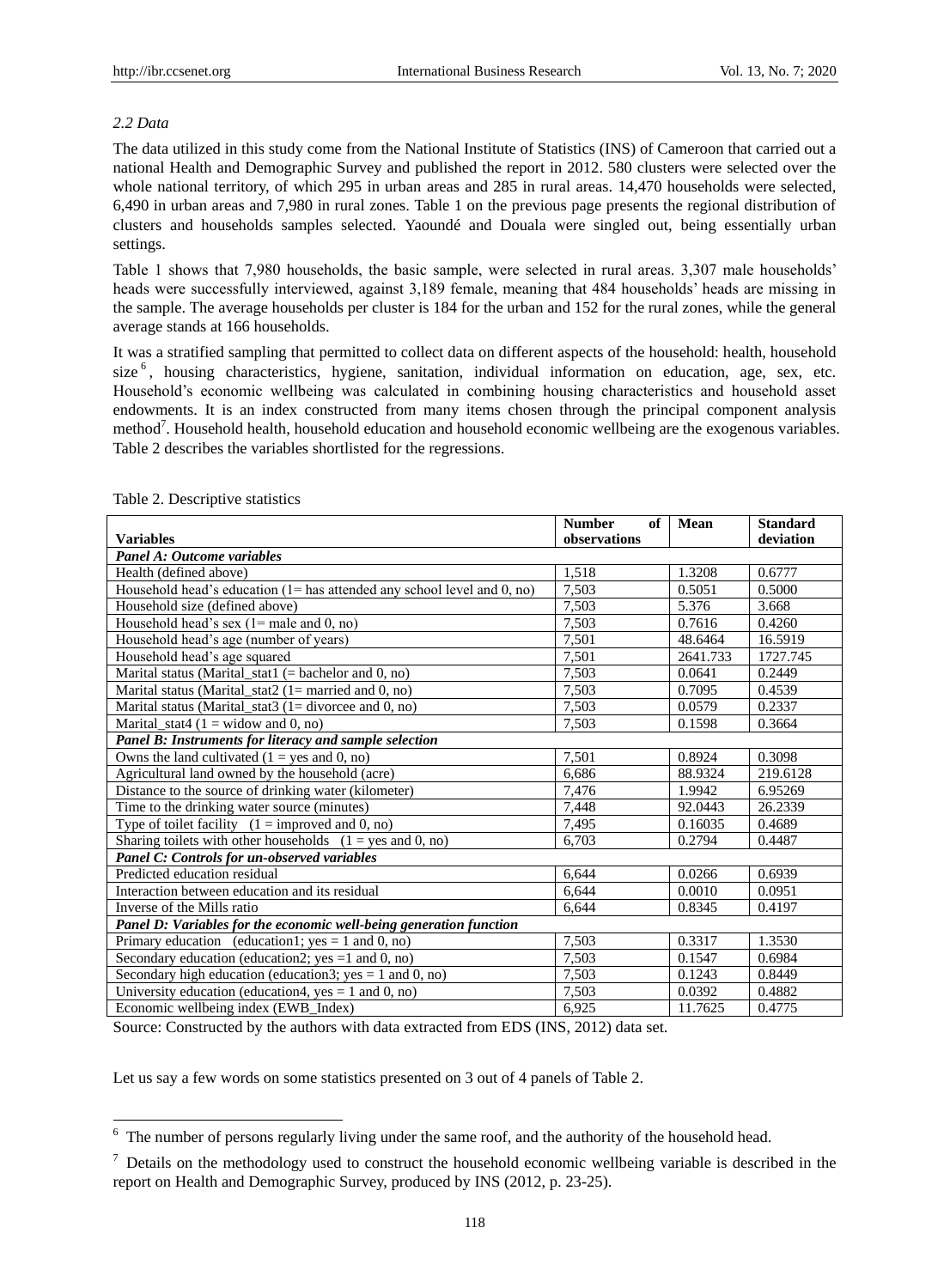*2.2 Data*

The data utilized in this study come from the National Institute of Statistics (INS) of Cameroon that carried out a national Health and Demographic Survey and published the report in 2012. 580 clusters were selected over the whole national territory, of which 295 in urban areas and 285 in rural areas. 14,470 households were selected, 6,490 in urban areas and 7,980 in rural zones. Table 1 on the previous page presents the regional distribution of clusters and households samples selected. Yaoundé and Douala were singled out, being essentially urban settings.

Table 1 shows that 7,980 households, the basic sample, were selected in rural areas. 3,307 male households' heads were successfully interviewed, against 3,189 female, meaning that 484 households' heads are missing in the sample. The average households per cluster is 184 for the urban and 152 for the rural zones, while the general average stands at 166 households.

It was a stratified sampling that permitted to collect data on different aspects of the household: health, household size[6], housing characteristics, hygiene, sanitation, individual information on education, age, sex, etc. Household's economic wellbeing was calculated in combining housing characteristics and household asset endowments. It is an index constructed from many items chosen through the principal component analysis method[7]. Household health, household education and household economic wellbeing are the exogenous variables. Table 2 describes the variables shortlisted for the regressions.

Table 2. Descriptive statistics

| Variables | Number of observations | Mean | Standard deviation |
|---|---|---|---|
| ***Panel A: Outcome variables*** | | | |
| Health (defined above) | 1,518 | 1.3208 | 0.6777 |
| Household head's education (1= has attended any school level and 0, no) | 7,503 | 0.5051 | 0.5000 |
| Household size (defined above) | 7,503 | 5.376 | 3.668 |
| Household head's sex (1= male and 0, no) | 7,503 | 0.7616 | 0.4260 |
| Household head's age (number of years) | 7,501 | 48.6464 | 16.5919 |
| Household head's age squared | 7,501 | 2641.733 | 1727.745 |
| Marital status (Marital_stat1 (= bachelor and 0, no) | 7,503 | 0.0641 | 0.2449 |
| Marital status (Marital_stat2 (1= married and 0, no) | 7,503 | 0.7095 | 0.4539 |
| Marital status (Marital_stat3 (1= divorcee and 0, no) | 7,503 | 0.0579 | 0.2337 |
| Marital_stat4 (1 = widow and 0, no) | 7,503 | 0.1598 | 0.3664 |
| ***Panel B: Instruments for literacy and sample selection*** | | | |
| Owns the land cultivated (1 = yes and 0, no) | 7,501 | 0.8924 | 0.3098 |
| Agricultural land owned by the household (acre) | 6,686 | 88.9324 | 219.6128 |
| Distance to the source of drinking water (kilometer) | 7,476 | 1.9942 | 6.95269 |
| Time to the drinking water source (minutes) | 7,448 | 92.0443 | 26.2339 |
| Type of toilet facility (1 = improved and 0, no) | 7,495 | 0.16035 | 0.4689 |
| Sharing toilets with other households (1 = yes and 0, no) | 6,703 | 0.2794 | 0.4487 |
| ***Panel C: Controls for un-observed variables*** | | | |
| Predicted education residual | 6,644 | 0.0266 | 0.6939 |
| Interaction between education and its residual | 6,644 | 0.0010 | 0.0951 |
| Inverse of the Mills ratio | 6,644 | 0.8345 | 0.4197 |
| ***Panel D: Variables for the economic well-being generation function*** | | | |
| Primary education (education1; yes = 1 and 0, no) | 7,503 | 0.3317 | 1.3530 |
| Secondary education (education2; yes =1 and 0, no) | 7,503 | 0.1547 | 0.6984 |
| Secondary high education (education3; yes = 1 and 0, no) | 7,503 | 0.1243 | 0.8449 |
| University education (education4, yes = 1 and 0, no) | 7,503 | 0.0392 | 0.4882 |
| Economic wellbeing index (EWB_Index) | 6,925 | 11.7625 | 0.4775 |

Source: Constructed by the authors with data extracted from EDS (INS, 2012) data set.

Let us say a few words on some statistics presented on 3 out of 4 panels of Table 2.

---

[6] The number of persons regularly living under the same roof, and the authority of the household head.

[7] Details on the methodology used to construct the household economic wellbeing variable is described in the report on Health and Demographic Survey, produced by INS (2012, p. 23-25).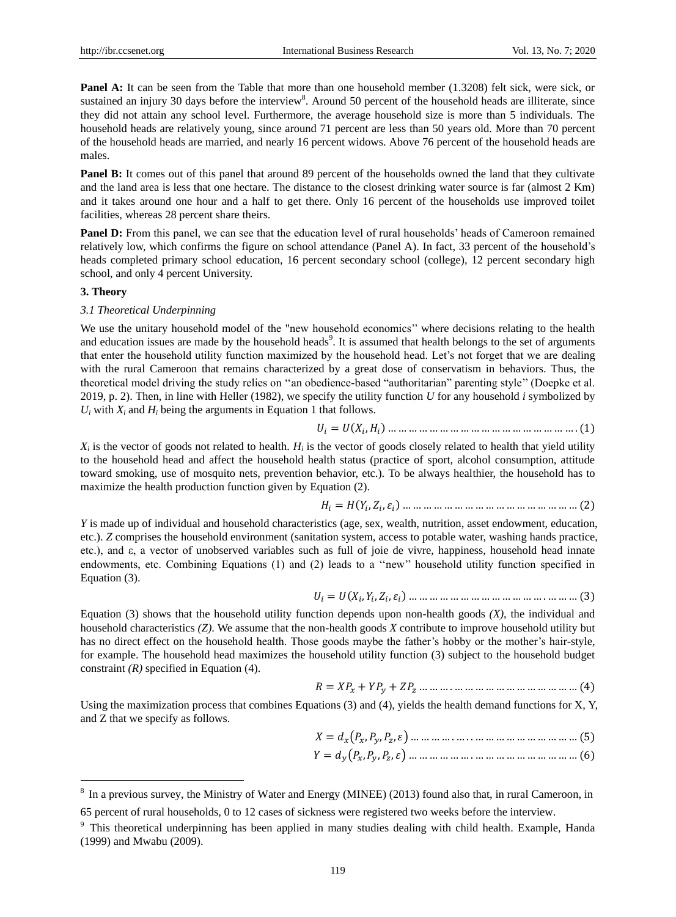**Panel A:** It can be seen from the Table that more than one household member (1.3208) felt sick, were sick, or sustained an injury 30 days before the interview[8]. Around 50 percent of the household heads are illiterate, since they did not attain any school level. Furthermore, the average household size is more than 5 individuals. The household heads are relatively young, since around 71 percent are less than 50 years old. More than 70 percent of the household heads are married, and nearly 16 percent widows. Above 76 percent of the household heads are males.

**Panel B:** It comes out of this panel that around 89 percent of the households owned the land that they cultivate and the land area is less that one hectare. The distance to the closest drinking water source is far (almost 2 Km) and it takes around one hour and a half to get there. Only 16 percent of the households use improved toilet facilities, whereas 28 percent share theirs.

**Panel D:** From this panel, we can see that the education level of rural households' heads of Cameroon remained relatively low, which confirms the figure on school attendance (Panel A). In fact, 33 percent of the household's heads completed primary school education, 16 percent secondary school (college), 12 percent secondary high school, and only 4 percent University.

## 3. Theory

### *3.1 Theoretical Underpinning*

We use the unitary household model of the "new household economics'' where decisions relating to the health and education issues are made by the household heads[9]. It is assumed that health belongs to the set of arguments that enter the household utility function maximized by the household head. Let's not forget that we are dealing with the rural Cameroon that remains characterized by a great dose of conservatism in behaviors. Thus, the theoretical model driving the study relies on ''an obedience-based "authoritarian" parenting style'' (Doepke et al. 2019, p. 2). Then, in line with Heller (1982), we specify the utility function *U* for any household *i* symbolized by $U_i$ with $X_i$ and $H_i$ being the arguments in Equation 1 that follows.

$$U_i = U(X_i, H_i) \qquad (1)$$

$X_i$ is the vector of goods not related to health. $H_i$ is the vector of goods closely related to health that yield utility to the household head and affect the household health status (practice of sport, alcohol consumption, attitude toward smoking, use of mosquito nets, prevention behavior, etc.). To be always healthier, the household has to maximize the health production function given by Equation (2).

$$H_i = H(Y_i, Z_i, \varepsilon_i) \qquad (2)$$

*Y* is made up of individual and household characteristics (age, sex, wealth, nutrition, asset endowment, education, etc.). *Z* comprises the household environment (sanitation system, access to potable water, washing hands practice, etc.), and ε, a vector of unobserved variables such as full of joie de vivre, happiness, household head innate endowments, etc. Combining Equations (1) and (2) leads to a ''new'' household utility function specified in Equation (3).

$$U_i = U(X_i, Y_i, Z_i, \varepsilon_i) \qquad (3)$$

Equation (3) shows that the household utility function depends upon non-health goods *(X)*, the individual and household characteristics *(Z)*. We assume that the non-health goods *X* contribute to improve household utility but has no direct effect on the household health. Those goods maybe the father's hobby or the mother's hair-style, for example. The household head maximizes the household utility function (3) subject to the household budget constraint *(R)* specified in Equation (4).

$$R = XP_x + YP_y + ZP_z \qquad (4)$$

Using the maximization process that combines Equations (3) and (4), yields the health demand functions for X, Y, and Z that we specify as follows.

$$X = d_x(P_x, P_y, P_z, \varepsilon) \qquad (5)$$

$$Y = d_y(P_x, P_y, P_z, \varepsilon) \qquad (6)$$

---

[8] In a previous survey, the Ministry of Water and Energy (MINEE) (2013) found also that, in rural Cameroon, in 65 percent of rural households, 0 to 12 cases of sickness were registered two weeks before the interview.

[9] This theoretical underpinning has been applied in many studies dealing with child health. Example, Handa (1999) and Mwabu (2009).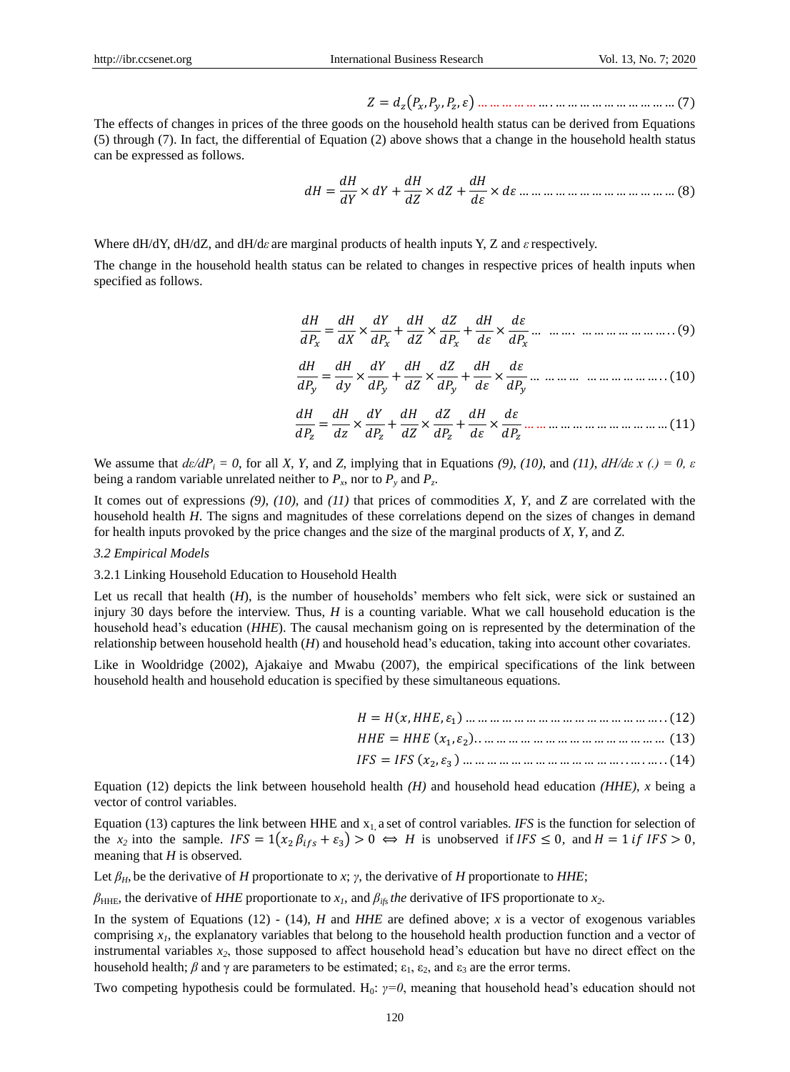$$Z = d_z(P_x, P_y, P_z, \varepsilon) \quad (7)$$

The effects of changes in prices of the three goods on the household health status can be derived from Equations (5) through (7). In fact, the differential of Equation (2) above shows that a change in the household health status can be expressed as follows.

$$dH = \frac{dH}{dY} \times dY + \frac{dH}{dZ} \times dZ + \frac{dH}{d\varepsilon} \times d\varepsilon \quad (8)$$

Where dH/dY, dH/dZ, and $dH/d\varepsilon$ are marginal products of health inputs Y, Z and $\varepsilon$ respectively.

The change in the household health status can be related to changes in respective prices of health inputs when specified as follows.

$$\frac{dH}{dP_x} = \frac{dH}{dX} \times \frac{dY}{dP_x} + \frac{dH}{dZ} \times \frac{dZ}{dP_x} + \frac{dH}{d\varepsilon} \times \frac{d\varepsilon}{dP_x} \quad (9)$$

$$\frac{dH}{dP_y} = \frac{dH}{dy} \times \frac{dY}{dP_y} + \frac{dH}{dZ} \times \frac{dZ}{dP_y} + \frac{dH}{d\varepsilon} \times \frac{d\varepsilon}{dP_y} \quad (10)$$

$$\frac{dH}{dP_z} = \frac{dH}{dz} \times \frac{dY}{dP_z} + \frac{dH}{dZ} \times \frac{dZ}{dP_z} + \frac{dH}{d\varepsilon} \times \frac{d\varepsilon}{dP_z} \quad (11)$$

We assume that $d\varepsilon/dP_i = 0$, for all *X*, *Y*, and *Z*, implying that in Equations *(9)*, *(10)*, and *(11)*, $dH/d\varepsilon \times (.) = 0$, $\varepsilon$ being a random variable unrelated neither to $P_x$, nor to $P_y$ and $P_z$.

It comes out of expressions *(9)*, *(10)*, and *(11)* that prices of commodities *X*, *Y*, and *Z* are correlated with the household health *H*. The signs and magnitudes of these correlations depend on the sizes of changes in demand for health inputs provoked by the price changes and the size of the marginal products of *X*, *Y*, and *Z*.

### *3.2 Empirical Models*

#### 3.2.1 Linking Household Education to Household Health

Let us recall that health (*H*), is the number of households' members who felt sick, were sick or sustained an injury 30 days before the interview. Thus, *H* is a counting variable. What we call household education is the household head's education (*HHE*). The causal mechanism going on is represented by the determination of the relationship between household health (*H*) and household head's education, taking into account other covariates.

Like in Wooldridge (2002), Ajakaiye and Mwabu (2007), the empirical specifications of the link between household health and household education is specified by these simultaneous equations.

$$H = H(x, HHE, \varepsilon_1) \quad (12)$$

$$HHE = HHE\,(x_1, \varepsilon_2) \quad (13)$$

$$IFS = IFS\,(x_2, \varepsilon_3) \quad (14)$$

Equation (12) depicts the link between household health *(H)* and household head education *(HHE)*, *x* being a vector of control variables.

Equation (13) captures the link between HHE and $x_1$, a set of control variables. *IFS* is the function for selection of the $x_2$ into the sample. $IFS = 1(x_2\,\beta_{ifs} + \varepsilon_3) > 0 \Leftrightarrow H$ is unobserved if $IFS \leq 0$, and $H = 1$ if $IFS > 0$, meaning that *H* is observed.

Let $\beta_H$, be the derivative of *H* proportionate to *x*; $\gamma$, the derivative of *H* proportionate to *HHE*;

$\beta_{HHE}$, the derivative of *HHE* proportionate to $x_1$, and $\beta_{ifs}$ *the* derivative of IFS proportionate to $x_2$.

In the system of Equations (12) - (14), *H* and *HHE* are defined above; *x* is a vector of exogenous variables comprising $x_1$, the explanatory variables that belong to the household health production function and a vector of instrumental variables $x_2$, those supposed to affect household head's education but have no direct effect on the household health; $\beta$ and $\gamma$ are parameters to be estimated; $\varepsilon_1$, $\varepsilon_2$, and $\varepsilon_3$ are the error terms.

Two competing hypothesis could be formulated. $H_0$: $\gamma=0$, meaning that household head's education should not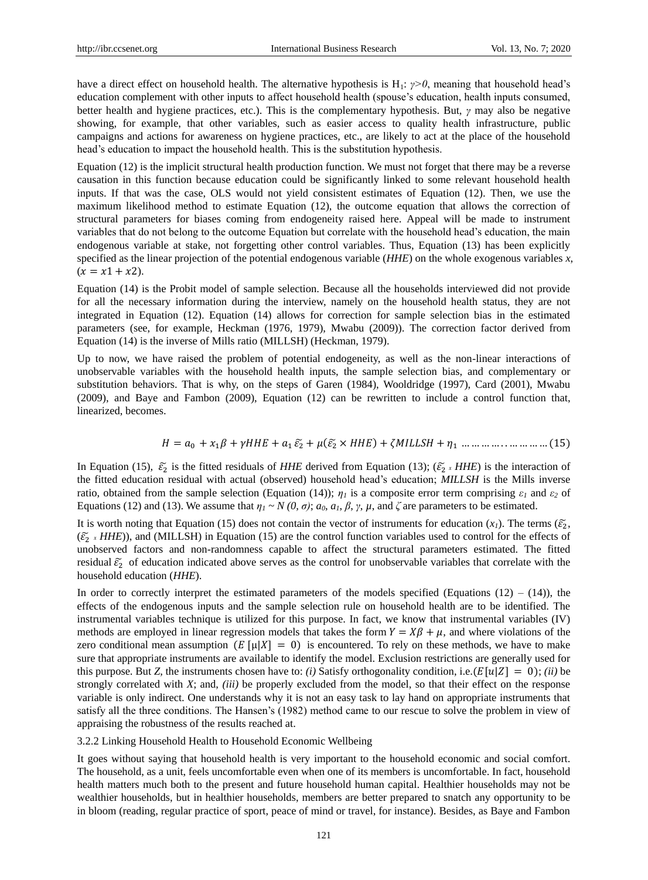have a direct effect on household health. The alternative hypothesis is H[1]: $\gamma>0$, meaning that household head's education complement with other inputs to affect household health (spouse's education, health inputs consumed, better health and hygiene practices, etc.). This is the complementary hypothesis. But, $\gamma$ may also be negative showing, for example, that other variables, such as easier access to quality health infrastructure, public campaigns and actions for awareness on hygiene practices, etc., are likely to act at the place of the household head's education to impact the household health. This is the substitution hypothesis.

Equation (12) is the implicit structural health production function. We must not forget that there may be a reverse causation in this function because education could be significantly linked to some relevant household health inputs. If that was the case, OLS would not yield consistent estimates of Equation (12). Then, we use the maximum likelihood method to estimate Equation (12), the outcome equation that allows the correction of structural parameters for biases coming from endogeneity raised here. Appeal will be made to instrument variables that do not belong to the outcome Equation but correlate with the household head's education, the main endogenous variable at stake, not forgetting other control variables. Thus, Equation (13) has been explicitly specified as the linear projection of the potential endogenous variable (*HHE*) on the whole exogenous variables *x*, ($x = x1 + x2$).

Equation (14) is the Probit model of sample selection. Because all the households interviewed did not provide for all the necessary information during the interview, namely on the household health status, they are not integrated in Equation (12). Equation (14) allows for correction for sample selection bias in the estimated parameters (see, for example, Heckman (1976, 1979), Mwabu (2009)). The correction factor derived from Equation (14) is the inverse of Mills ratio (MILLSH) (Heckman, 1979).

Up to now, we have raised the problem of potential endogeneity, as well as the non-linear interactions of unobservable variables with the household health inputs, the sample selection bias, and complementary or substitution behaviors. That is why, on the steps of Garen (1984), Wooldridge (1997), Card (2001), Mwabu (2009), and Baye and Fambon (2009), Equation (12) can be rewritten to include a control function that, linearized, becomes.

$$H = a_0 + x_1\beta + \gamma HHE + a_1\,\widetilde{\varepsilon_2} + \mu(\widetilde{\varepsilon_2} \times HHE) + \zeta MILLSH + \eta_1 \quad \ldots\ldots\ldots\ldots\ldots\ldots\ldots (15)$$

In Equation (15), $\widetilde{\varepsilon_2}$ is the fitted residuals of *HHE* derived from Equation (13); ($\widetilde{\varepsilon_2} \times HHE$) is the interaction of the fitted education residual with actual (observed) household head's education; *MILLSH* is the Mills inverse ratio, obtained from the sample selection (Equation (14)); $\eta_1$ is a composite error term comprising $\varepsilon_1$ and $\varepsilon_2$ of Equations (12) and (13). We assume that $\eta_1 \sim N(0, \sigma)$; $a_0$, $a_1$, $\beta$, $\gamma$, $\mu$, and $\zeta$ are parameters to be estimated.

It is worth noting that Equation (15) does not contain the vector of instruments for education ($x_1$). The terms ($\widetilde{\varepsilon_2}$, ($\widetilde{\varepsilon_2} \times HHE$)), and (MILLSH) in Equation (15) are the control function variables used to control for the effects of unobserved factors and non-randomness capable to affect the structural parameters estimated. The fitted residual $\widetilde{\varepsilon_2}$ of education indicated above serves as the control for unobservable variables that correlate with the household education (*HHE*).

In order to correctly interpret the estimated parameters of the models specified (Equations (12) – (14)), the effects of the endogenous inputs and the sample selection rule on household health are to be identified. The instrumental variables technique is utilized for this purpose. In fact, we know that instrumental variables (IV) methods are employed in linear regression models that takes the form $Y = X\beta + \mu$, and where violations of the zero conditional mean assumption ($E[\mu|X] = 0$) is encountered. To rely on these methods, we have to make sure that appropriate instruments are available to identify the model. Exclusion restrictions are generally used for this purpose. But *Z*, the instruments chosen have to: *(i)* Satisfy orthogonality condition, i.e.($E[u|Z] = 0$); *(ii)* be strongly correlated with *X*; and, *(iii)* be properly excluded from the model, so that their effect on the response variable is only indirect. One understands why it is not an easy task to lay hand on appropriate instruments that satisfy all the three conditions. The Hansen's (1982) method came to our rescue to solve the problem in view of appraising the robustness of the results reached at.

### 3.2.2 Linking Household Health to Household Economic Wellbeing

It goes without saying that household health is very important to the household economic and social comfort. The household, as a unit, feels uncomfortable even when one of its members is uncomfortable. In fact, household health matters much both to the present and future household human capital. Healthier households may not be wealthier households, but in healthier households, members are better prepared to snatch any opportunity to be in bloom (reading, regular practice of sport, peace of mind or travel, for instance). Besides, as Baye and Fambon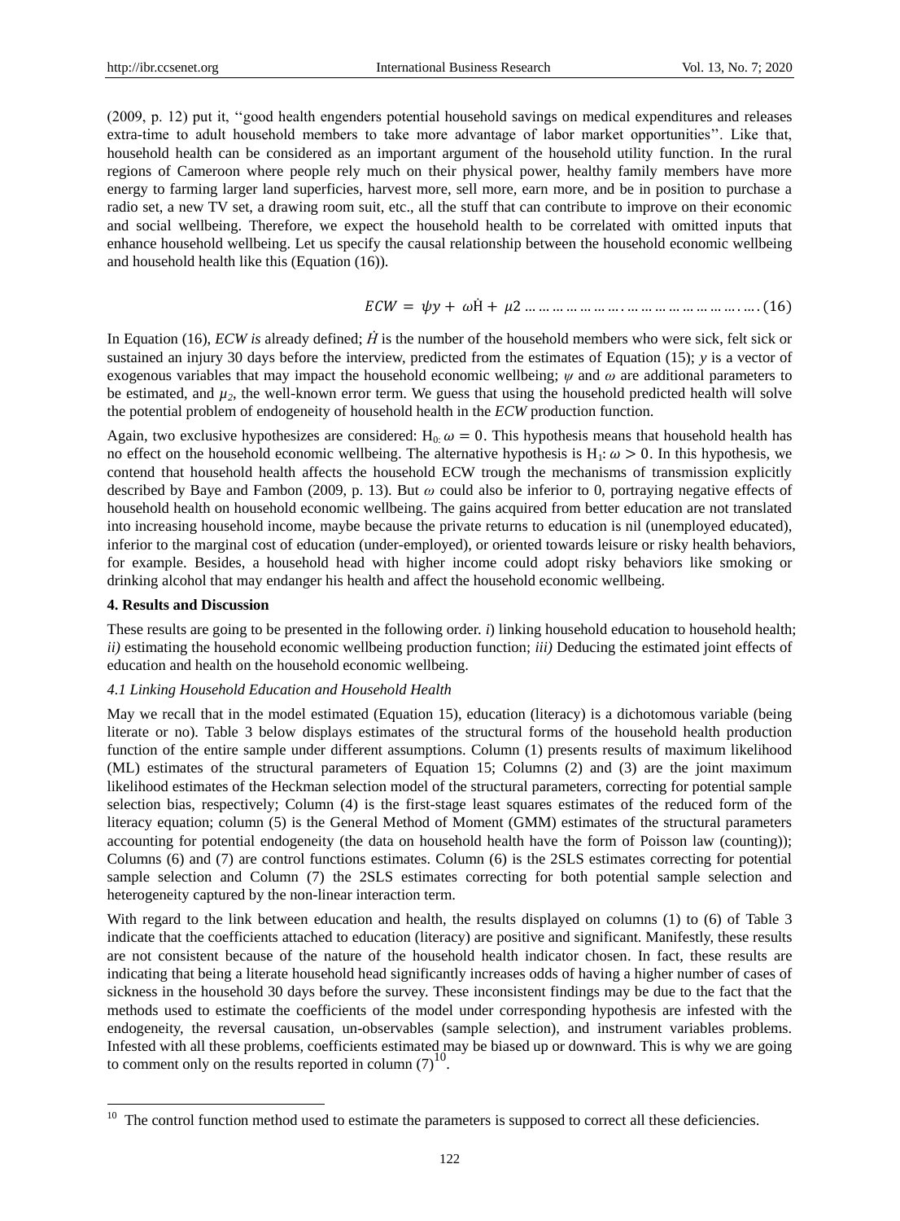(2009, p. 12) put it, ''good health engenders potential household savings on medical expenditures and releases extra-time to adult household members to take more advantage of labor market opportunities''. Like that, household health can be considered as an important argument of the household utility function. In the rural regions of Cameroon where people rely much on their physical power, healthy family members have more energy to farming larger land superficies, harvest more, sell more, earn more, and be in position to purchase a radio set, a new TV set, a drawing room suit, etc., all the stuff that can contribute to improve on their economic and social wellbeing. Therefore, we expect the household health to be correlated with omitted inputs that enhance household wellbeing. Let us specify the causal relationship between the household economic wellbeing and household health like this (Equation (16)).

$$ECW = \psi y + \omega \dot{H} + \mu 2 \ldots\ldots\ldots\ldots\ldots\ldots\ldots\ldots\ldots\ldots\ldots\ldots\ldots\ldots\ldots\ldots (16)$$

In Equation (16), *ECW is* already defined; $\dot{H}$ is the number of the household members who were sick, felt sick or sustained an injury 30 days before the interview, predicted from the estimates of Equation (15); *y* is a vector of exogenous variables that may impact the household economic wellbeing; $\psi$ and $\omega$ are additional parameters to be estimated, and $\mu_2$, the well-known error term. We guess that using the household predicted health will solve the potential problem of endogeneity of household health in the *ECW* production function.

Again, two exclusive hypothesizes are considered: $H_0$: $\omega = 0$. This hypothesis means that household health has no effect on the household economic wellbeing. The alternative hypothesis is $H_1$: $\omega > 0$. In this hypothesis, we contend that household health affects the household ECW trough the mechanisms of transmission explicitly described by Baye and Fambon (2009, p. 13). But $\omega$ could also be inferior to 0, portraying negative effects of household health on household economic wellbeing. The gains acquired from better education are not translated into increasing household income, maybe because the private returns to education is nil (unemployed educated), inferior to the marginal cost of education (under-employed), or oriented towards leisure or risky health behaviors, for example. Besides, a household head with higher income could adopt risky behaviors like smoking or drinking alcohol that may endanger his health and affect the household economic wellbeing.

## 4. Results and Discussion

These results are going to be presented in the following order. *i*) linking household education to household health; *ii)* estimating the household economic wellbeing production function; *iii)* Deducing the estimated joint effects of education and health on the household economic wellbeing.

### 4.1 Linking Household Education and Household Health

May we recall that in the model estimated (Equation 15), education (literacy) is a dichotomous variable (being literate or no). Table 3 below displays estimates of the structural forms of the household health production function of the entire sample under different assumptions. Column (1) presents results of maximum likelihood (ML) estimates of the structural parameters of Equation 15; Columns (2) and (3) are the joint maximum likelihood estimates of the Heckman selection model of the structural parameters, correcting for potential sample selection bias, respectively; Column (4) is the first-stage least squares estimates of the reduced form of the literacy equation; column (5) is the General Method of Moment (GMM) estimates of the structural parameters accounting for potential endogeneity (the data on household health have the form of Poisson law (counting)); Columns (6) and (7) are control functions estimates. Column (6) is the 2SLS estimates correcting for potential sample selection and Column (7) the 2SLS estimates correcting for both potential sample selection and heterogeneity captured by the non-linear interaction term.

With regard to the link between education and health, the results displayed on columns (1) to (6) of Table 3 indicate that the coefficients attached to education (literacy) are positive and significant. Manifestly, these results are not consistent because of the nature of the household health indicator chosen. In fact, these results are indicating that being a literate household head significantly increases odds of having a higher number of cases of sickness in the household 30 days before the survey. These inconsistent findings may be due to the fact that the methods used to estimate the coefficients of the model under corresponding hypothesis are infested with the endogeneity, the reversal causation, un-observables (sample selection), and instrument variables problems. Infested with all these problems, coefficients estimated may be biased up or downward. This is why we are going to comment only on the results reported in column (7)[10].

[10] The control function method used to estimate the parameters is supposed to correct all these deficiencies.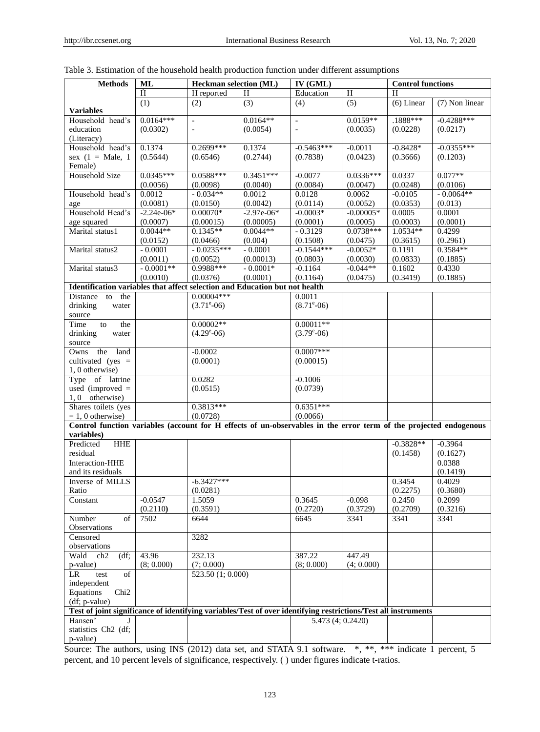Table 3. Estimation of the household health production function under different assumptions

| Methods | ML | Heckman selection (ML) | | IV (GML) | | Control functions | |
|---|---|---|---|---|---|---|---|
| | H | H reported | H | Education | H | H | |
| **Variables** | (1) | (2) | (3) | (4) | (5) | (6) Linear | (7) Non linear |
| Household head's education (Literacy) | 0.0164*** (0.0302) | - - | 0.0164** (0.0054) | - - | 0.0159** (0.0035) | .1888*** (0.0228) | -0.4288*** (0.0217) |
| Household head's sex (1 = Male, 1 Female) | 0.1374 (0.5644) | 0.2699*** (0.6546) | 0.1374 (0.2744) | -0.5463*** (0.7838) | -0.0011 (0.0423) | -0.8428* (0.3666) | -0.0355*** (0.1203) |
| Household Size | 0.0345*** (0.0056) | 0.0588*** (0.0098) | 0.3451*** (0.0040) | -0.0077 (0.0084) | 0.0336*** (0.0047) | 0.0337 (0.0248) | 0.077** (0.0106) |
| Household head's age | 0.0012 (0.0081) | - 0.034** (0.0150) | 0.0012 (0.0042) | 0.0128 (0.0114) | 0.0062 (0.0052) | -0.0105 (0.0353) | - 0.0064** (0.013) |
| Household Head's age squared | -2.24e-06* (0.0007) | 0.00070* (0.00015) | -2.97e-06* (0.00005) | -0.0003* (0.0001) | -0.00005* (0.0005) | 0.0005 (0.0003) | 0.0001 (0.0001) |
| Marital status1 | 0.0044** (0.0152) | 0.1345** (0.0466) | 0.0044** (0.004) | - 0.3129 (0.1508) | 0.0738*** (0.0475) | 1.0534** (0.3615) | 0.4299 (0.2961) |
| Marital status2 | - 0.0001 (0.0011) | - 0.0235*** (0.0052) | - 0.0001 (0.00013) | -0.1544*** (0.0803) | -0.0052* (0.0030) | 0.1191 (0.0833) | 0.3584** (0.1885) |
| Marital status3 | - 0.0001** (0.0010) | 0.9988*** (0.0376) | - 0.0001* (0.0001) | -0.1164 (0.1164) | -0.044** (0.0475) | 0.1602 (0.3419) | 0.4330 (0.1885) |
| **Identification variables that affect selection and Education but not health** | | | | | | | |
| Distance to the drinking water source | | 0.00004*** ($3.71^e$-06) | | 0.0011 ($8.71^e$-06) | | | |
| Time to the drinking water source | | 0.00002** ($4.29^e$-06) | | 0.00011** ($3.79^e$-06) | | | |
| Owns the land cultivated (yes = 1, 0 otherwise) | | -0.0002 (0.0001) | | 0.0007*** (0.00015) | | | |
| Type of latrine used (improved = 1, 0 otherwise) | | 0.0282 (0.0515) | | -0.1006 (0.0739) | | | |
| Shares toilets (yes = 1, 0 otherwise) | | 0.3813*** (0.0728) | | 0.6351*** (0.0066) | | | |
| **Control function variables (account for H effects of un-observables in the error term of the projected endogenous variables)** | | | | | | | |
| Predicted HHE residual | | | | | | -0.3828** (0.1458) | -0.3964 (0.1627) |
| Interaction-HHE and its residuals | | | | | | | 0.0388 (0.1419) |
| Inverse of MILLS Ratio | | -6.3427*** (0.0281) | | | | 0.3454 (0.2275) | 0.4029 (0.3680) |
| Constant | -0.0547 (0.2110) | 1.5059 (0.3591) | | 0.3645 (0.2720) | -0.098 (0.3729) | 0.2450 (0.2709) | 0.2099 (0.3216) |
| Number of Observations | 7502 | 6644 | | 6645 | 3341 | 3341 | 3341 |
| Censored observations | | 3282 | | | | | |
| Wald ch2 (df; p-value) | 43.96 (8; 0.000) | 232.13 (7; 0.000) | | 387.22 (8; 0.000) | 447.49 (4; 0.000) | | |
| LR test of independent Equations Chi2 (df; p-value) | | 523.50 (1; 0.000) | | | | | |
| **Test of joint significance of identifying variables/Test of over identifying restrictions/Test all instruments** | | | | | | | |
| Hansen' J statistics Ch2 (df; p-value) | | | | 5.473 (4; 0.2420) | | | |

Source: The authors, using INS (2012) data set, and STATA 9.1 software. *, **, *** indicate 1 percent, 5 percent, and 10 percent levels of significance, respectively. ( ) under figures indicate t-ratios.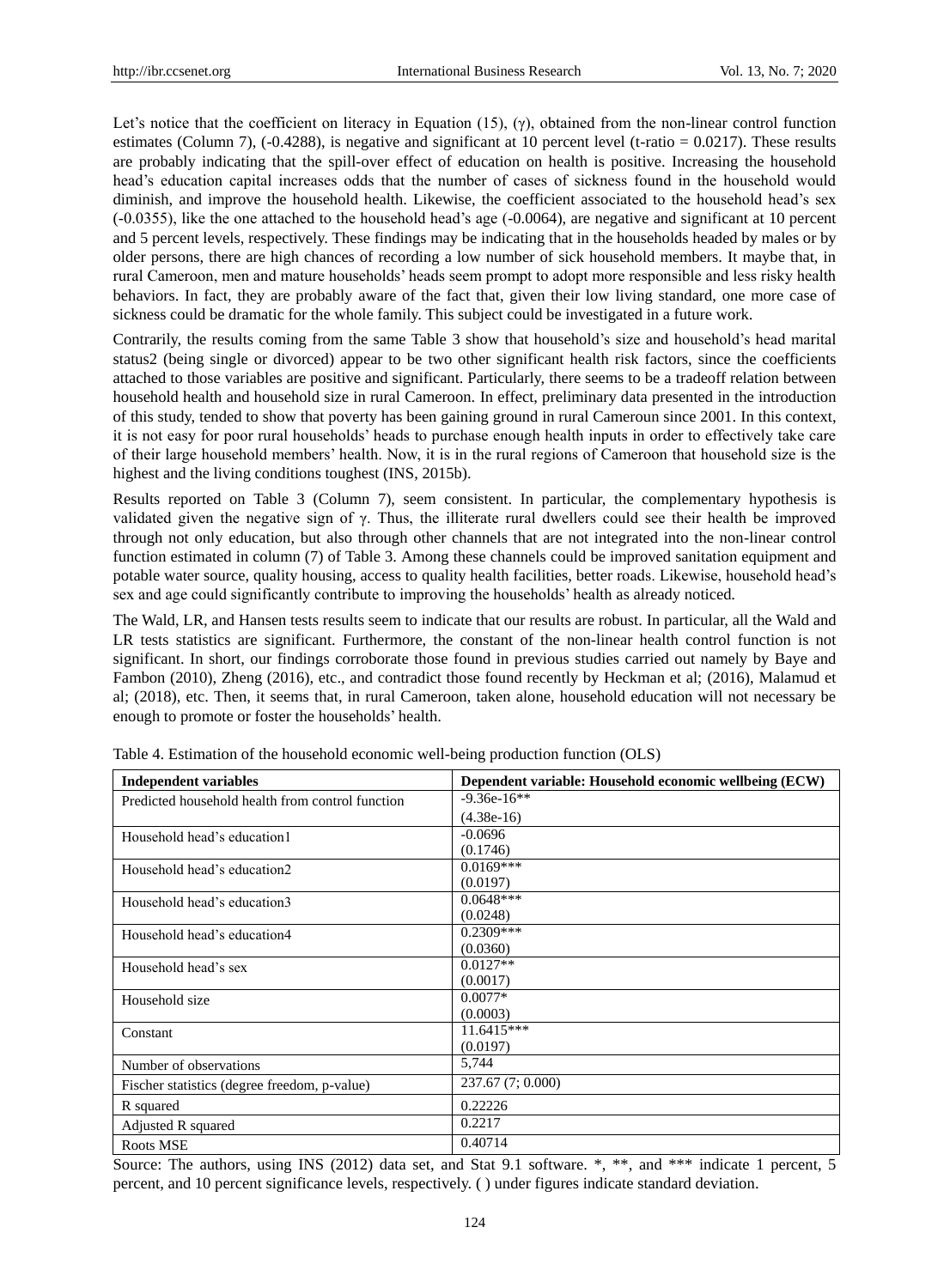Let's notice that the coefficient on literacy in Equation (15), ($\gamma$), obtained from the non-linear control function estimates (Column 7), (-0.4288), is negative and significant at 10 percent level (t-ratio = 0.0217). These results are probably indicating that the spill-over effect of education on health is positive. Increasing the household head's education capital increases odds that the number of cases of sickness found in the household would diminish, and improve the household health. Likewise, the coefficient associated to the household head's sex (-0.0355), like the one attached to the household head's age (-0.0064), are negative and significant at 10 percent and 5 percent levels, respectively. These findings may be indicating that in the households headed by males or by older persons, there are high chances of recording a low number of sick household members. It maybe that, in rural Cameroon, men and mature households' heads seem prompt to adopt more responsible and less risky health behaviors. In fact, they are probably aware of the fact that, given their low living standard, one more case of sickness could be dramatic for the whole family. This subject could be investigated in a future work.

Contrarily, the results coming from the same Table 3 show that household's size and household's head marital status2 (being single or divorced) appear to be two other significant health risk factors, since the coefficients attached to those variables are positive and significant. Particularly, there seems to be a tradeoff relation between household health and household size in rural Cameroon. In effect, preliminary data presented in the introduction of this study, tended to show that poverty has been gaining ground in rural Cameroun since 2001. In this context, it is not easy for poor rural households' heads to purchase enough health inputs in order to effectively take care of their large household members' health. Now, it is in the rural regions of Cameroon that household size is the highest and the living conditions toughest (INS, 2015b).

Results reported on Table 3 (Column 7), seem consistent. In particular, the complementary hypothesis is validated given the negative sign of $\gamma$. Thus, the illiterate rural dwellers could see their health be improved through not only education, but also through other channels that are not integrated into the non-linear control function estimated in column (7) of Table 3. Among these channels could be improved sanitation equipment and potable water source, quality housing, access to quality health facilities, better roads. Likewise, household head's sex and age could significantly contribute to improving the households' health as already noticed.

The Wald, LR, and Hansen tests results seem to indicate that our results are robust. In particular, all the Wald and LR tests statistics are significant. Furthermore, the constant of the non-linear health control function is not significant. In short, our findings corroborate those found in previous studies carried out namely by Baye and Fambon (2010), Zheng (2016), etc., and contradict those found recently by Heckman et al; (2016), Malamud et al; (2018), etc. Then, it seems that, in rural Cameroon, taken alone, household education will not necessary be enough to promote or foster the households' health.

Table 4. Estimation of the household economic well-being production function (OLS)

| Independent variables | Dependent variable: Household economic wellbeing (ECW) |
|---|---|
| Predicted household health from control function | -9.36e-16** (4.38e-16) |
| Household head's education1 | -0.0696 (0.1746) |
| Household head's education2 | 0.0169*** (0.0197) |
| Household head's education3 | 0.0648*** (0.0248) |
| Household head's education4 | 0.2309*** (0.0360) |
| Household head's sex | 0.0127** (0.0017) |
| Household size | 0.0077* (0.0003) |
| Constant | 11.6415*** (0.0197) |
| Number of observations | 5,744 |
| Fischer statistics (degree freedom, p-value) | 237.67 (7; 0.000) |
| R squared | 0.22226 |
| Adjusted R squared | 0.2217 |
| Roots MSE | 0.40714 |

Source: The authors, using INS (2012) data set, and Stat 9.1 software. *, **, and *** indicate 1 percent, 5 percent, and 10 percent significance levels, respectively. ( ) under figures indicate standard deviation.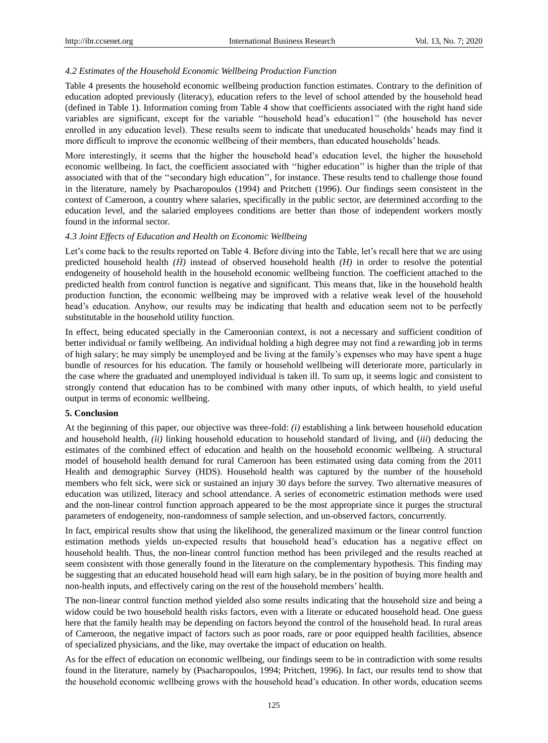*4.2 Estimates of the Household Economic Wellbeing Production Function*

Table 4 presents the household economic wellbeing production function estimates. Contrary to the definition of education adopted previously (literacy), education refers to the level of school attended by the household head (defined in Table 1). Information coming from Table 4 show that coefficients associated with the right hand side variables are significant, except for the variable ''household head's education1'' (the household has never enrolled in any education level). These results seem to indicate that uneducated households' heads may find it more difficult to improve the economic wellbeing of their members, than educated households' heads.

More interestingly, it seems that the higher the household head's education level, the higher the household economic wellbeing. In fact, the coefficient associated with ''higher education'' is higher than the triple of that associated with that of the ''secondary high education'', for instance. These results tend to challenge those found in the literature, namely by Psacharopoulos (1994) and Pritchett (1996). Our findings seem consistent in the context of Cameroon, a country where salaries, specifically in the public sector, are determined according to the education level, and the salaried employees conditions are better than those of independent workers mostly found in the informal sector.

*4.3 Joint Effects of Education and Health on Economic Wellbeing*

Let's come back to the results reported on Table 4. Before diving into the Table, let's recall here that we are using predicted household health $(\hat{H})$ instead of observed household health $(H)$ in order to resolve the potential endogeneity of household health in the household economic wellbeing function. The coefficient attached to the predicted health from control function is negative and significant. This means that, like in the household health production function, the economic wellbeing may be improved with a relative weak level of the household head's education. Anyhow, our results may be indicating that health and education seem not to be perfectly substitutable in the household utility function.

In effect, being educated specially in the Cameroonian context, is not a necessary and sufficient condition of better individual or family wellbeing. An individual holding a high degree may not find a rewarding job in terms of high salary; he may simply be unemployed and be living at the family's expenses who may have spent a huge bundle of resources for his education. The family or household wellbeing will deteriorate more, particularly in the case where the graduated and unemployed individual is taken ill. To sum up, it seems logic and consistent to strongly contend that education has to be combined with many other inputs, of which health, to yield useful output in terms of economic wellbeing.

## 5. Conclusion

At the beginning of this paper, our objective was three-fold: *(i)* establishing a link between household education and household health, *(ii)* linking household education to household standard of living, and (*iii*) deducing the estimates of the combined effect of education and health on the household economic wellbeing. A structural model of household health demand for rural Cameroon has been estimated using data coming from the 2011 Health and demographic Survey (HDS). Household health was captured by the number of the household members who felt sick, were sick or sustained an injury 30 days before the survey. Two alternative measures of education was utilized, literacy and school attendance. A series of econometric estimation methods were used and the non-linear control function approach appeared to be the most appropriate since it purges the structural parameters of endogeneity, non-randomness of sample selection, and un-observed factors, concurrently.

In fact, empirical results show that using the likelihood, the generalized maximum or the linear control function estimation methods yields un-expected results that household head's education has a negative effect on household health. Thus, the non-linear control function method has been privileged and the results reached at seem consistent with those generally found in the literature on the complementary hypothesis. This finding may be suggesting that an educated household head will earn high salary, be in the position of buying more health and non-health inputs, and effectively caring on the rest of the household members' health.

The non-linear control function method yielded also some results indicating that the household size and being a widow could be two household health risks factors, even with a literate or educated household head. One guess here that the family health may be depending on factors beyond the control of the household head. In rural areas of Cameroon, the negative impact of factors such as poor roads, rare or poor equipped health facilities, absence of specialized physicians, and the like, may overtake the impact of education on health.

As for the effect of education on economic wellbeing, our findings seem to be in contradiction with some results found in the literature, namely by (Psacharopoulos, 1994; Pritchett, 1996). In fact, our results tend to show that the household economic wellbeing grows with the household head's education. In other words, education seems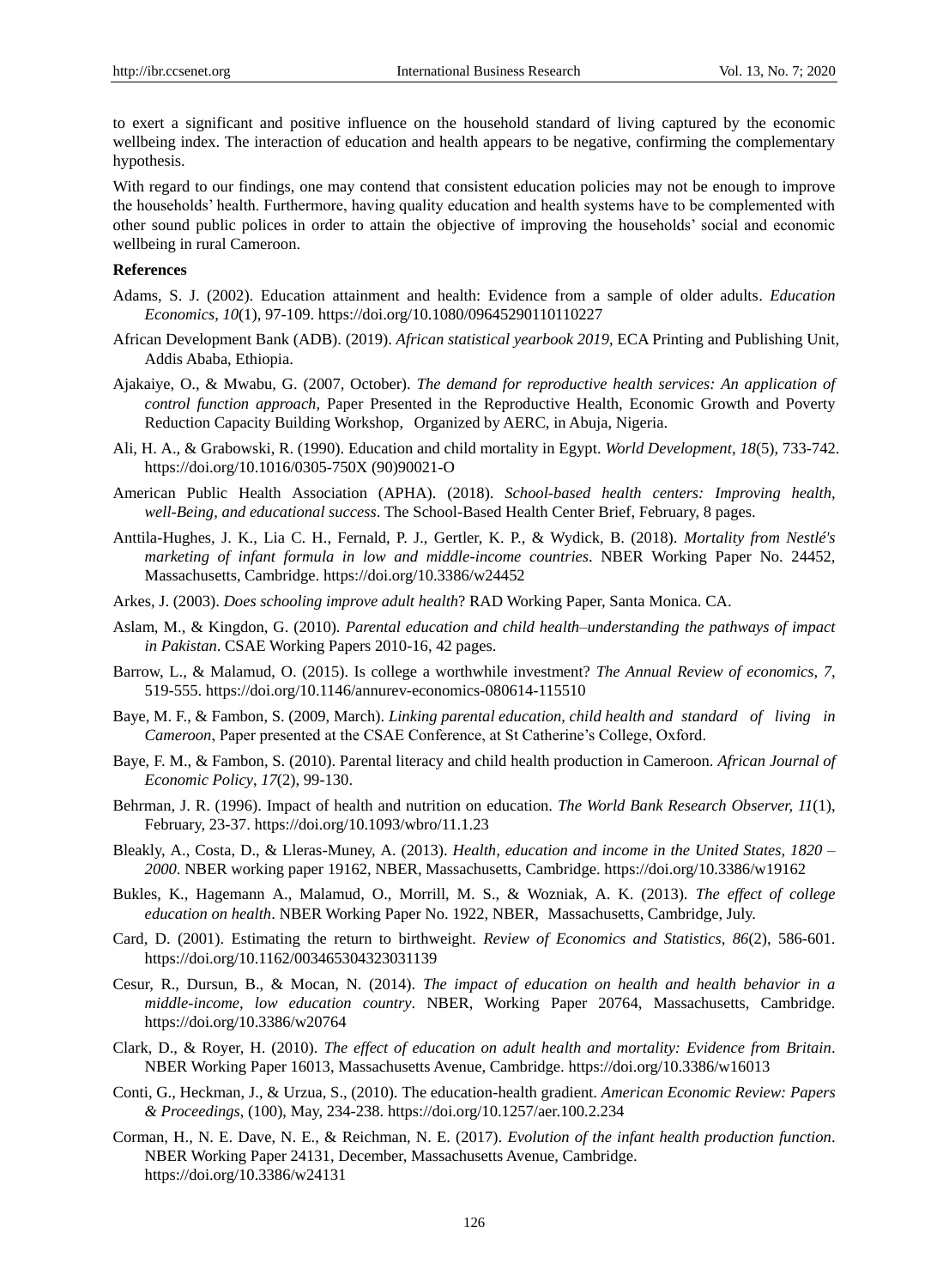to exert a significant and positive influence on the household standard of living captured by the economic wellbeing index. The interaction of education and health appears to be negative, confirming the complementary hypothesis.

With regard to our findings, one may contend that consistent education policies may not be enough to improve the households' health. Furthermore, having quality education and health systems have to be complemented with other sound public polices in order to attain the objective of improving the households' social and economic wellbeing in rural Cameroon.

## References

Adams, S. J. (2002). Education attainment and health: Evidence from a sample of older adults. *Education Economics, 10*(1), 97-109. https://doi.org/10.1080/09645290110110227

African Development Bank (ADB). (2019). *African statistical yearbook 2019*, ECA Printing and Publishing Unit, Addis Ababa, Ethiopia.

Ajakaiye, O., & Mwabu, G. (2007, October). *The demand for reproductive health services: An application of control function approach*, Paper Presented in the Reproductive Health, Economic Growth and Poverty Reduction Capacity Building Workshop, Organized by AERC, in Abuja, Nigeria.

Ali, H. A., & Grabowski, R. (1990). Education and child mortality in Egypt. *World Development, 18*(5), 733-742. https://doi.org/10.1016/0305-750X (90)90021-O

American Public Health Association (APHA). (2018). *School-based health centers: Improving health, well-Being, and educational success*. The School-Based Health Center Brief, February, 8 pages.

Anttila-Hughes, J. K., Lia C. H., Fernald, P. J., Gertler, K. P., & Wydick, B. (2018). *Mortality from Nestlé's marketing of infant formula in low and middle-income countries*. NBER Working Paper No. 24452, Massachusetts, Cambridge. https://doi.org/10.3386/w24452

Arkes, J. (2003). *Does schooling improve adult health*? RAD Working Paper, Santa Monica. CA.

Aslam, M., & Kingdon, G. (2010). *Parental education and child health–understanding the pathways of impact in Pakistan*. CSAE Working Papers 2010-16, 42 pages.

Barrow, L., & Malamud, O. (2015). Is college a worthwhile investment? *The Annual Review of economics, 7*, 519-555. https://doi.org/10.1146/annurev-economics-080614-115510

Baye, M. F., & Fambon, S. (2009, March). *Linking parental education, child health and standard of living in Cameroon*, Paper presented at the CSAE Conference, at St Catherine's College, Oxford.

Baye, F. M., & Fambon, S. (2010). Parental literacy and child health production in Cameroon. *African Journal of Economic Policy*, *17*(2), 99-130.

Behrman, J. R. (1996). Impact of health and nutrition on education. *The World Bank Research Observer, 11*(1), February, 23-37. https://doi.org/10.1093/wbro/11.1.23

Bleakly, A., Costa, D., & Lleras-Muney, A. (2013). *Health, education and income in the United States, 1820 – 2000*. NBER working paper 19162, NBER, Massachusetts, Cambridge. https://doi.org/10.3386/w19162

Bukles, K., Hagemann A., Malamud, O., Morrill, M. S., & Wozniak, A. K. (2013). *The effect of college education on health*. NBER Working Paper No. 1922, NBER, Massachusetts, Cambridge, July.

Card, D. (2001). Estimating the return to birthweight. *Review of Economics and Statistics, 86*(2), 586-601. https://doi.org/10.1162/003465304323031139

Cesur, R., Dursun, B., & Mocan, N. (2014). *The impact of education on health and health behavior in a middle-income, low education country*. NBER, Working Paper 20764, Massachusetts, Cambridge. https://doi.org/10.3386/w20764

Clark, D., & Royer, H. (2010). *The effect of education on adult health and mortality: Evidence from Britain*. NBER Working Paper 16013, Massachusetts Avenue, Cambridge. https://doi.org/10.3386/w16013

Conti, G., Heckman, J., & Urzua, S., (2010). The education-health gradient. *American Economic Review: Papers & Proceedings*, (100), May, 234-238. https://doi.org/10.1257/aer.100.2.234

Corman, H., N. E. Dave, N. E., & Reichman, N. E. (2017). *Evolution of the infant health production function*. NBER Working Paper 24131, December, Massachusetts Avenue, Cambridge. https://doi.org/10.3386/w24131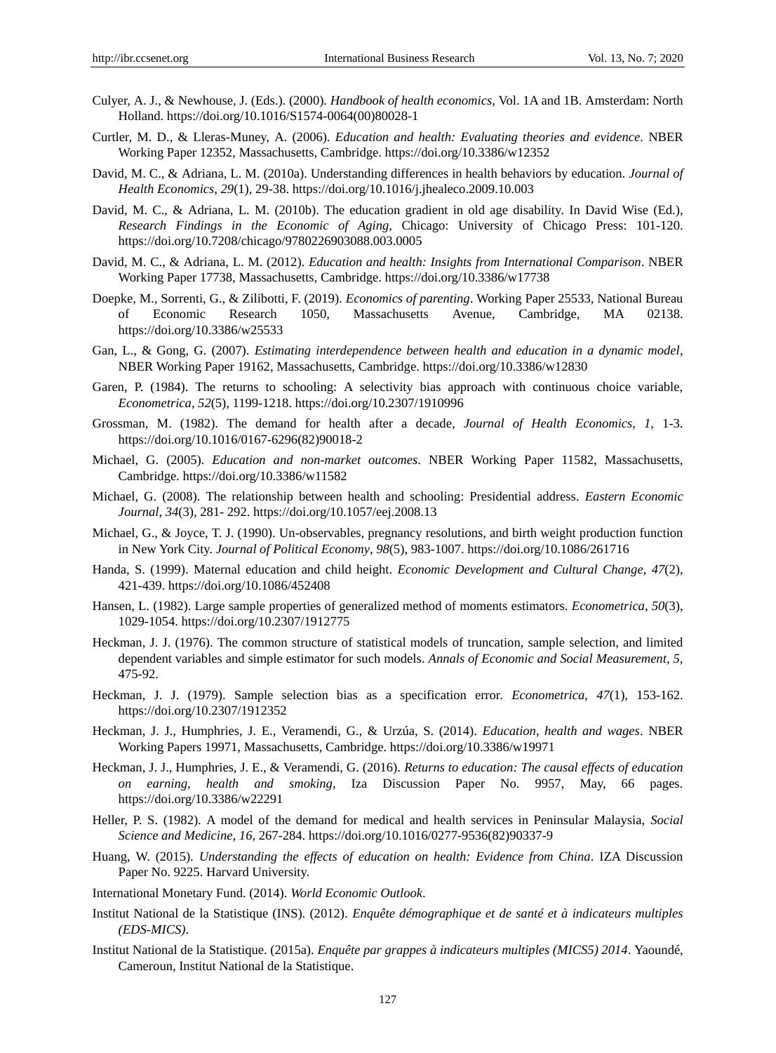Culyer, A. J., & Newhouse, J. (Eds.). (2000). *Handbook of health economics*, Vol. 1A and 1B. Amsterdam: North Holland. https://doi.org/10.1016/S1574-0064(00)80028-1

Curtler, M. D., & Lleras-Muney, A. (2006). *Education and health: Evaluating theories and evidence*. NBER Working Paper 12352, Massachusetts, Cambridge. https://doi.org/10.3386/w12352

David, M. C., & Adriana, L. M. (2010a). Understanding differences in health behaviors by education. *Journal of Health Economics, 29*(1), 29-38. https://doi.org/10.1016/j.jhealeco.2009.10.003

David, M. C., & Adriana, L. M. (2010b). The education gradient in old age disability. In David Wise (Ed.), *Research Findings in the Economic of Aging*, Chicago: University of Chicago Press: 101-120. https://doi.org/10.7208/chicago/9780226903088.003.0005

David, M. C., & Adriana, L. M. (2012). *Education and health: Insights from International Comparison*. NBER Working Paper 17738, Massachusetts, Cambridge. https://doi.org/10.3386/w17738

Doepke, M., Sorrenti, G., & Zilibotti, F. (2019). *Economics of parenting*. Working Paper 25533, National Bureau of Economic Research 1050, Massachusetts Avenue, Cambridge, MA 02138. https://doi.org/10.3386/w25533

Gan, L., & Gong, G. (2007). *Estimating interdependence between health and education in a dynamic model*, NBER Working Paper 19162, Massachusetts, Cambridge. https://doi.org/10.3386/w12830

Garen, P. (1984). The returns to schooling: A selectivity bias approach with continuous choice variable, *Econometrica*, *52*(5), 1199-1218. https://doi.org/10.2307/1910996

Grossman, M. (1982). The demand for health after a decade, *Journal of Health Economics*, *1,* 1-3. https://doi.org/10.1016/0167-6296(82)90018-2

Michael, G. (2005). *Education and non-market outcomes*. NBER Working Paper 11582, Massachusetts, Cambridge. https://doi.org/10.3386/w11582

Michael, G. (2008). The relationship between health and schooling: Presidential address. *Eastern Economic Journal*, *34*(3), 281- 292. https://doi.org/10.1057/eej.2008.13

Michael, G., & Joyce, T. J. (1990). Un-observables, pregnancy resolutions, and birth weight production function in New York City. *Journal of Political Economy*, *98*(5), 983-1007. https://doi.org/10.1086/261716

Handa, S. (1999). Maternal education and child height. *Economic Development and Cultural Change*, *47*(2), 421-439. https://doi.org/10.1086/452408

Hansen, L. (1982). Large sample properties of generalized method of moments estimators. *Econometrica*, *50*(3), 1029-1054. https://doi.org/10.2307/1912775

Heckman, J. J. (1976). The common structure of statistical models of truncation, sample selection, and limited dependent variables and simple estimator for such models. *Annals of Economic and Social Measurement, 5,* 475-92.

Heckman, J. J. (1979). Sample selection bias as a specification error. *Econometrica*, *47*(1), 153-162. https://doi.org/10.2307/1912352

Heckman, J. J., Humphries, J. E., Veramendi, G., & Urzúa, S. (2014). *Education, health and wages*. NBER Working Papers 19971, Massachusetts, Cambridge. https://doi.org/10.3386/w19971

Heckman, J. J., Humphries, J. E., & Veramendi, G. (2016). *Returns to education: The causal effects of education on earning, health and smoking*, Iza Discussion Paper No. 9957, May, 66 pages. https://doi.org/10.3386/w22291

Heller, P. S. (1982). A model of the demand for medical and health services in Peninsular Malaysia, *Social Science and Medicine*, *16,* 267-284. https://doi.org/10.1016/0277-9536(82)90337-9

Huang, W. (2015). *Understanding the effects of education on health: Evidence from China*. IZA Discussion Paper No. 9225. Harvard University.

International Monetary Fund. (2014). *World Economic Outlook*.

Institut National de la Statistique (INS). (2012). *Enquête démographique et de santé et à indicateurs multiples (EDS-MICS)*.

Institut National de la Statistique. (2015a). *Enquête par grappes à indicateurs multiples (MICS5) 2014*. Yaoundé, Cameroun, Institut National de la Statistique.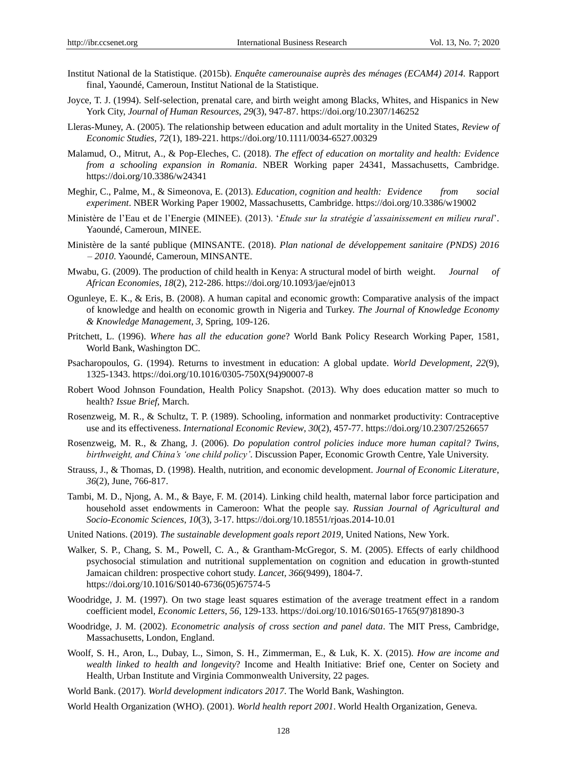Institut National de la Statistique. (2015b). *Enquête camerounaise auprès des ménages (ECAM4) 2014*. Rapport final, Yaoundé, Cameroun, Institut National de la Statistique.

Joyce, T. J. (1994). Self-selection, prenatal care, and birth weight among Blacks, Whites, and Hispanics in New York City, *Journal of Human Resources*, *29*(3), 947-87. https://doi.org/10.2307/146252

Lleras-Muney, A. (2005). The relationship between education and adult mortality in the United States, *Review of Economic Studies*, *72*(1), 189-221. https://doi.org/10.1111/0034-6527.00329

Malamud, O., Mitrut, A., & Pop-Eleches, C. (2018). *The effect of education on mortality and health: Evidence from a schooling expansion in Romania*. NBER Working paper 24341, Massachusetts, Cambridge. https://doi.org/10.3386/w24341

Meghir, C., Palme, M., & Simeonova, E. (2013). *Education, cognition and health: Evidence from social experiment*. NBER Working Paper 19002, Massachusetts, Cambridge. https://doi.org/10.3386/w19002

Ministère de l'Eau et de l'Energie (MINEE). (2013). '*Etude sur la stratégie d'assainissement en milieu rural*'. Yaoundé, Cameroun, MINEE.

Ministère de la santé publique (MINSANTE. (2018). *Plan national de développement sanitaire (PNDS) 2016 – 2010*. Yaoundé, Cameroun, MINSANTE.

Mwabu, G. (2009). The production of child health in Kenya: A structural model of birth weight. *Journal of African Economies*, *18*(2), 212-286. https://doi.org/10.1093/jae/ejn013

Ogunleye, E. K., & Eris, B. (2008). A human capital and economic growth: Comparative analysis of the impact of knowledge and health on economic growth in Nigeria and Turkey. *The Journal of Knowledge Economy & Knowledge Management*, *3,* Spring, 109-126.

Pritchett, L. (1996). *Where has all the education gone*? World Bank Policy Research Working Paper, 1581, World Bank, Washington DC.

Psacharopoulos, G. (1994). Returns to investment in education: A global update. *World Development*, *22*(9), 1325-1343. https://doi.org/10.1016/0305-750X(94)90007-8

Robert Wood Johnson Foundation, Health Policy Snapshot. (2013). Why does education matter so much to health? *Issue Brief*, March.

Rosenzweig, M. R., & Schultz, T. P. (1989). Schooling, information and nonmarket productivity: Contraceptive use and its effectiveness. *International Economic Review*, *30*(2), 457-77. https://doi.org/10.2307/2526657

Rosenzweig, M. R., & Zhang, J. (2006). *Do population control policies induce more human capital? Twins, birthweight, and China's 'one child policy'*. Discussion Paper, Economic Growth Centre, Yale University.

Strauss, J., & Thomas, D. (1998). Health, nutrition, and economic development. *Journal of Economic Literature*, *36*(2), June, 766-817.

Tambi, M. D., Njong, A. M., & Baye, F. M. (2014). Linking child health, maternal labor force participation and household asset endowments in Cameroon: What the people say. *Russian Journal of Agricultural and Socio-Economic Sciences*, *10*(3), 3-17. https://doi.org/10.18551/rjoas.2014-10.01

United Nations. (2019). *The sustainable development goals report 2019*, United Nations, New York.

Walker, S. P., Chang, S. M., Powell, C. A., & Grantham-McGregor, S. M. (2005). Effects of early childhood psychosocial stimulation and nutritional supplementation on cognition and education in growth-stunted Jamaican children: prospective cohort study. *Lancet*, *366*(9499), 1804-7. https://doi.org/10.1016/S0140-6736(05)67574-5

Woodridge, J. M. (1997). On two stage least squares estimation of the average treatment effect in a random coefficient model, *Economic Letters*, *56,* 129-133. https://doi.org/10.1016/S0165-1765(97)81890-3

Woodridge, J. M. (2002). *Econometric analysis of cross section and panel data*. The MIT Press, Cambridge, Massachusetts, London, England.

Woolf, S. H., Aron, L., Dubay, L., Simon, S. H., Zimmerman, E., & Luk, K. X. (2015). *How are income and wealth linked to health and longevity*? Income and Health Initiative: Brief one, Center on Society and Health, Urban Institute and Virginia Commonwealth University, 22 pages.

World Bank. (2017). *World development indicators 2017*. The World Bank, Washington.

World Health Organization (WHO). (2001). *World health report 2001*. World Health Organization, Geneva.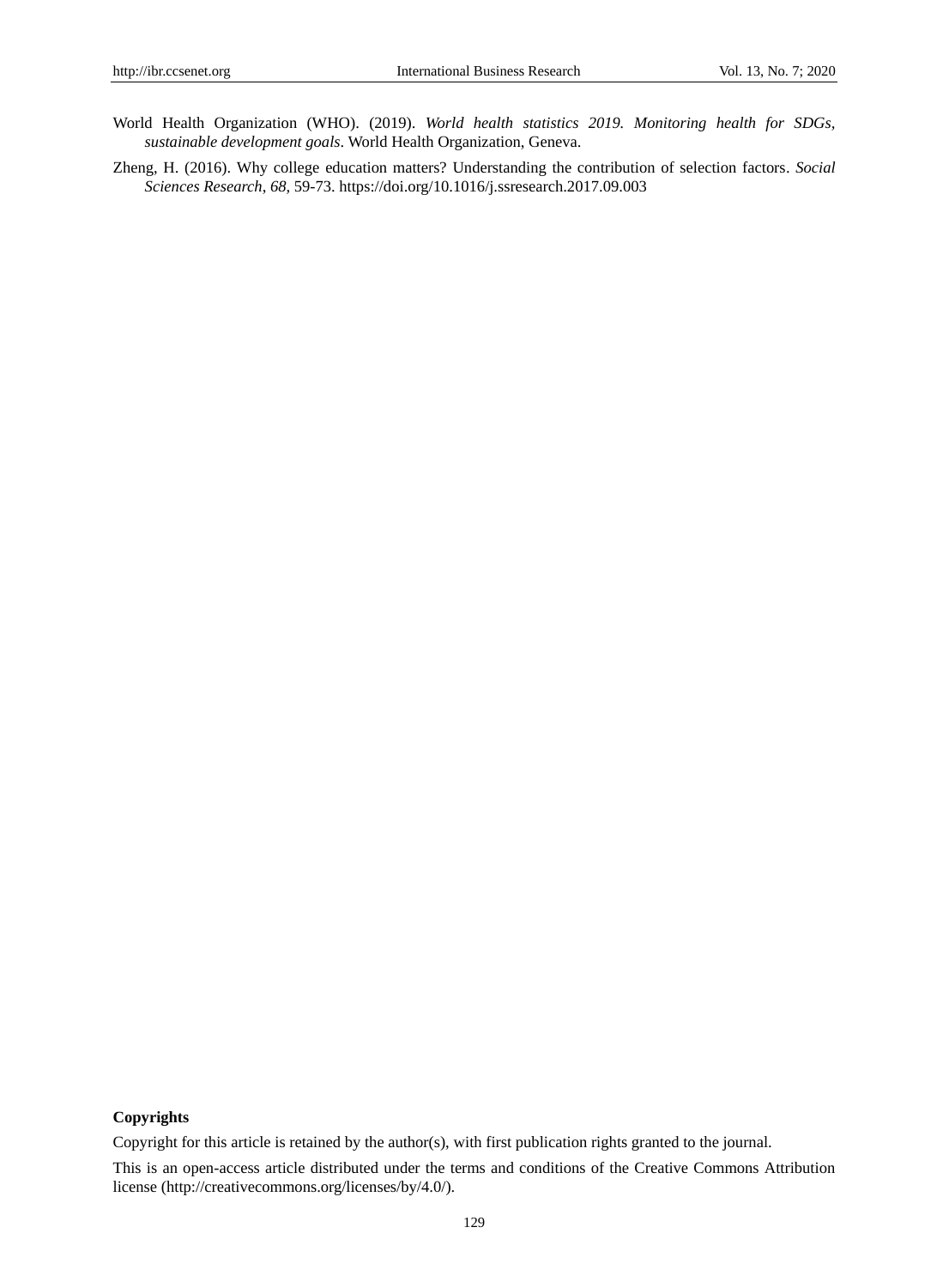World Health Organization (WHO). (2019). *World health statistics 2019. Monitoring health for SDGs, sustainable development goals*. World Health Organization, Geneva.

Zheng, H. (2016). Why college education matters? Understanding the contribution of selection factors. *Social Sciences Research*, *68*, 59-73. https://doi.org/10.1016/j.ssresearch.2017.09.003

**Copyrights**

Copyright for this article is retained by the author(s), with first publication rights granted to the journal.

This is an open-access article distributed under the terms and conditions of the Creative Commons Attribution license (http://creativecommons.org/licenses/by/4.0/).